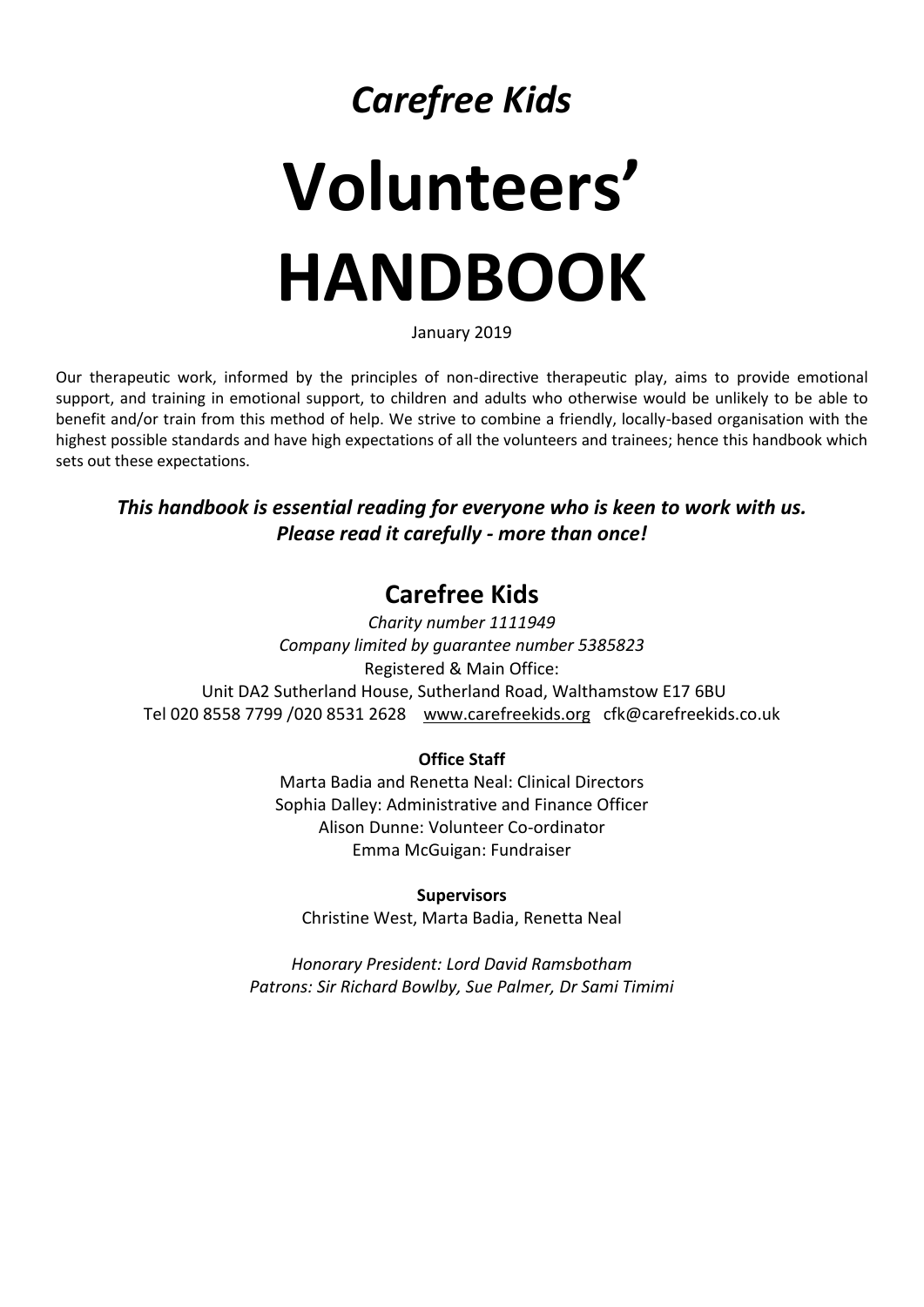*Carefree Kids*

# Volunteers' HANDBOOK

January 2019

Our therapeutic work, informed by the principles of non-directive therapeutic play, aims to provide emotional support, and training in emotional support, to children and adults who otherwise would be unlikely to be able to benefit and/or train from this method of help. We strive to combine a friendly, locally-based organisation with the highest possible standards and have high expectations of all the volunteers and trainees; hence this handbook which sets out these expectations.

***This handbook is essential reading for everyone who is keen to work with us. Please read it carefully - more than once!***

## Carefree Kids

*Charity number 1111949*
*Company limited by guarantee number 5385823*
Registered & Main Office:
Unit DA2 Sutherland House, Sutherland Road, Walthamstow E17 6BU
Tel 020 8558 7799 /020 8531 2628 www.carefreekids.org cfk@carefreekids.co.uk

**Office Staff**

Marta Badia and Renetta Neal: Clinical Directors
Sophia Dalley: Administrative and Finance Officer
Alison Dunne: Volunteer Co-ordinator
Emma McGuigan: Fundraiser

**Supervisors**

Christine West, Marta Badia, Renetta Neal

*Honorary President: Lord David Ramsbotham*
*Patrons: Sir Richard Bowlby, Sue Palmer, Dr Sami Timimi*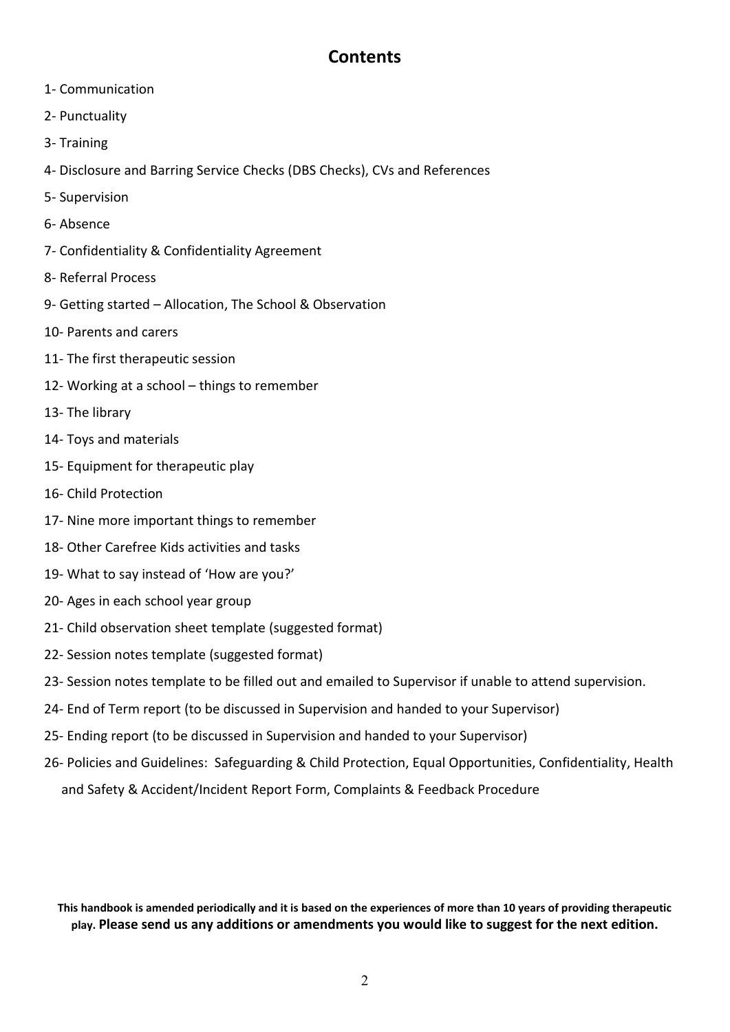# Contents

1- Communication

2- Punctuality

3- Training

4- Disclosure and Barring Service Checks (DBS Checks), CVs and References

5- Supervision

6- Absence

7- Confidentiality & Confidentiality Agreement

8- Referral Process

9- Getting started – Allocation, The School & Observation

10- Parents and carers

11- The first therapeutic session

12- Working at a school – things to remember

13- The library

14- Toys and materials

15- Equipment for therapeutic play

16- Child Protection

17- Nine more important things to remember

18- Other Carefree Kids activities and tasks

19- What to say instead of 'How are you?'

20- Ages in each school year group

21- Child observation sheet template (suggested format)

22- Session notes template (suggested format)

23- Session notes template to be filled out and emailed to Supervisor if unable to attend supervision.

24- End of Term report (to be discussed in Supervision and handed to your Supervisor)

25- Ending report (to be discussed in Supervision and handed to your Supervisor)

26- Policies and Guidelines: Safeguarding & Child Protection, Equal Opportunities, Confidentiality, Health and Safety & Accident/Incident Report Form, Complaints & Feedback Procedure

**This handbook is amended periodically and it is based on the experiences of more than 10 years of providing therapeutic play. Please send us any additions or amendments you would like to suggest for the next edition.**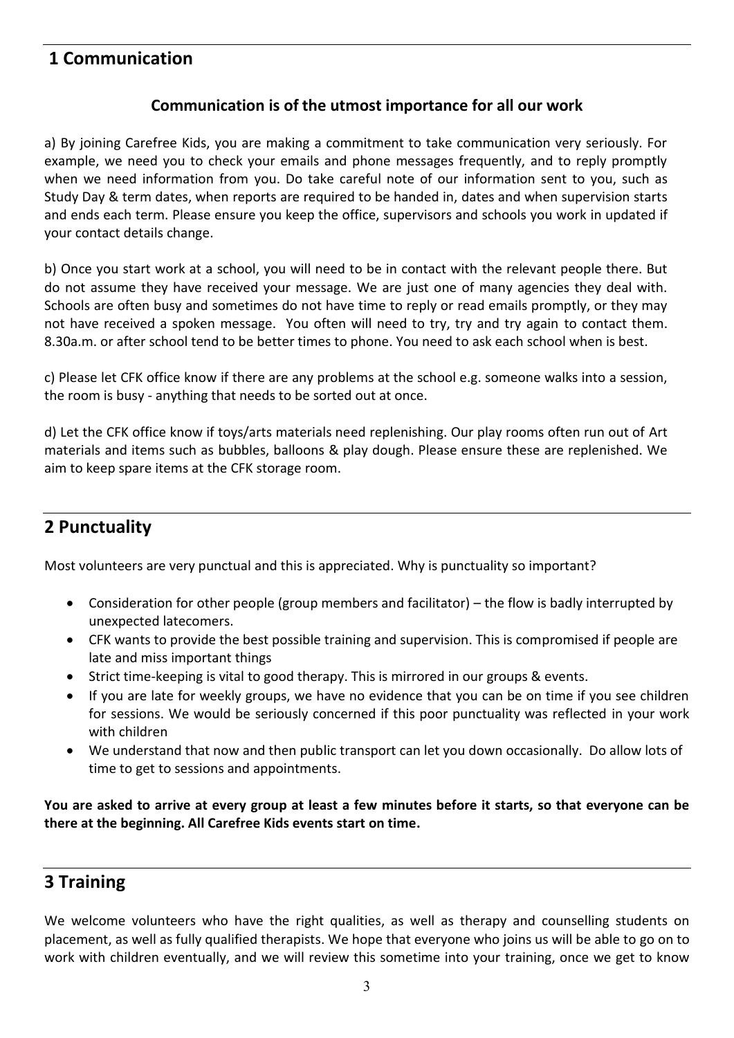## 1 Communication

### Communication is of the utmost importance for all our work

a) By joining Carefree Kids, you are making a commitment to take communication very seriously. For example, we need you to check your emails and phone messages frequently, and to reply promptly when we need information from you. Do take careful note of our information sent to you, such as Study Day & term dates, when reports are required to be handed in, dates and when supervision starts and ends each term. Please ensure you keep the office, supervisors and schools you work in updated if your contact details change.

b) Once you start work at a school, you will need to be in contact with the relevant people there. But do not assume they have received your message. We are just one of many agencies they deal with. Schools are often busy and sometimes do not have time to reply or read emails promptly, or they may not have received a spoken message. You often will need to try, try and try again to contact them. 8.30a.m. or after school tend to be better times to phone. You need to ask each school when is best.

c) Please let CFK office know if there are any problems at the school e.g. someone walks into a session, the room is busy - anything that needs to be sorted out at once.

d) Let the CFK office know if toys/arts materials need replenishing. Our play rooms often run out of Art materials and items such as bubbles, balloons & play dough. Please ensure these are replenished. We aim to keep spare items at the CFK storage room.

## 2 Punctuality

Most volunteers are very punctual and this is appreciated. Why is punctuality so important?

- Consideration for other people (group members and facilitator) – the flow is badly interrupted by unexpected latecomers.
- CFK wants to provide the best possible training and supervision. This is compromised if people are late and miss important things
- Strict time-keeping is vital to good therapy. This is mirrored in our groups & events.
- If you are late for weekly groups, we have no evidence that you can be on time if you see children for sessions. We would be seriously concerned if this poor punctuality was reflected in your work with children
- We understand that now and then public transport can let you down occasionally. Do allow lots of time to get to sessions and appointments.

**You are asked to arrive at every group at least a few minutes before it starts, so that everyone can be there at the beginning. All Carefree Kids events start on time.**

## 3 Training

We welcome volunteers who have the right qualities, as well as therapy and counselling students on placement, as well as fully qualified therapists. We hope that everyone who joins us will be able to go on to work with children eventually, and we will review this sometime into your training, once we get to know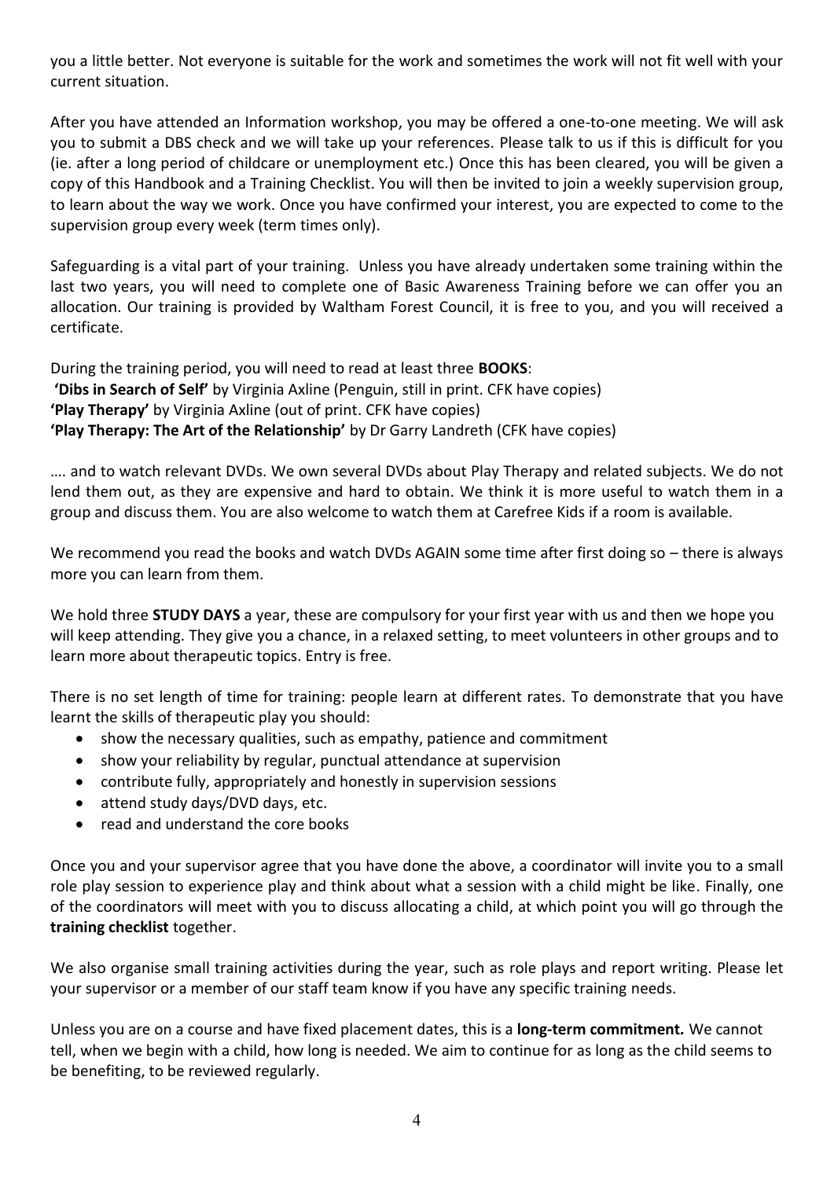you a little better. Not everyone is suitable for the work and sometimes the work will not fit well with your current situation.

After you have attended an Information workshop, you may be offered a one-to-one meeting. We will ask you to submit a DBS check and we will take up your references. Please talk to us if this is difficult for you (ie. after a long period of childcare or unemployment etc.) Once this has been cleared, you will be given a copy of this Handbook and a Training Checklist. You will then be invited to join a weekly supervision group, to learn about the way we work. Once you have confirmed your interest, you are expected to come to the supervision group every week (term times only).

Safeguarding is a vital part of your training. Unless you have already undertaken some training within the last two years, you will need to complete one of Basic Awareness Training before we can offer you an allocation. Our training is provided by Waltham Forest Council, it is free to you, and you will received a certificate.

During the training period, you will need to read at least three **BOOKS**:
**'Dibs in Search of Self'** by Virginia Axline (Penguin, still in print. CFK have copies)
**'Play Therapy'** by Virginia Axline (out of print. CFK have copies)
**'Play Therapy: The Art of the Relationship'** by Dr Garry Landreth (CFK have copies)

…. and to watch relevant DVDs. We own several DVDs about Play Therapy and related subjects. We do not lend them out, as they are expensive and hard to obtain. We think it is more useful to watch them in a group and discuss them. You are also welcome to watch them at Carefree Kids if a room is available.

We recommend you read the books and watch DVDs AGAIN some time after first doing so – there is always more you can learn from them.

We hold three **STUDY DAYS** a year, these are compulsory for your first year with us and then we hope you will keep attending. They give you a chance, in a relaxed setting, to meet volunteers in other groups and to learn more about therapeutic topics. Entry is free.

There is no set length of time for training: people learn at different rates. To demonstrate that you have learnt the skills of therapeutic play you should:

- show the necessary qualities, such as empathy, patience and commitment
- show your reliability by regular, punctual attendance at supervision
- contribute fully, appropriately and honestly in supervision sessions
- attend study days/DVD days, etc.
- read and understand the core books

Once you and your supervisor agree that you have done the above, a coordinator will invite you to a small role play session to experience play and think about what a session with a child might be like. Finally, one of the coordinators will meet with you to discuss allocating a child, at which point you will go through the **training checklist** together.

We also organise small training activities during the year, such as role plays and report writing. Please let your supervisor or a member of our staff team know if you have any specific training needs.

Unless you are on a course and have fixed placement dates, this is a **long-term commitment.** We cannot tell, when we begin with a child, how long is needed. We aim to continue for as long as the child seems to be benefiting, to be reviewed regularly.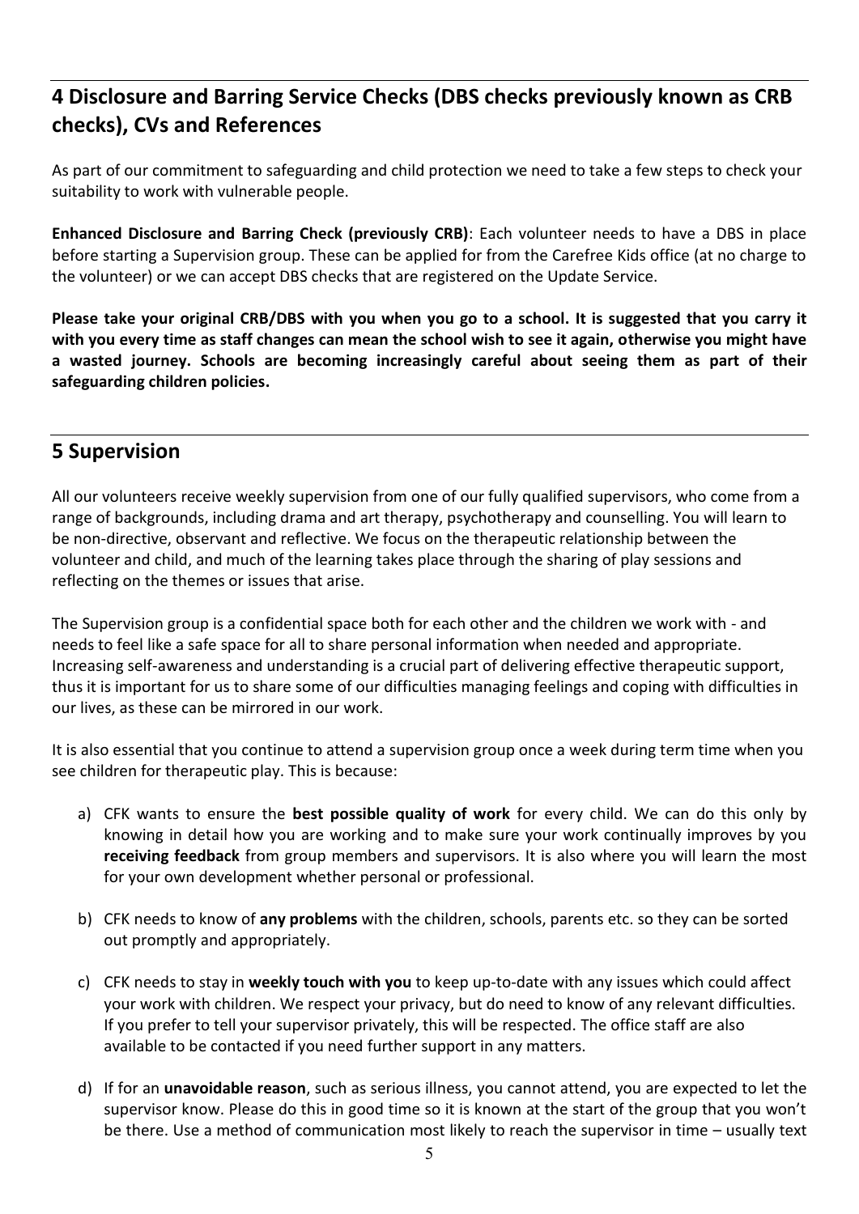## 4 Disclosure and Barring Service Checks (DBS checks previously known as CRB checks), CVs and References

As part of our commitment to safeguarding and child protection we need to take a few steps to check your suitability to work with vulnerable people.

**Enhanced Disclosure and Barring Check (previously CRB)**: Each volunteer needs to have a DBS in place before starting a Supervision group. These can be applied for from the Carefree Kids office (at no charge to the volunteer) or we can accept DBS checks that are registered on the Update Service.

**Please take your original CRB/DBS with you when you go to a school. It is suggested that you carry it with you every time as staff changes can mean the school wish to see it again, otherwise you might have a wasted journey. Schools are becoming increasingly careful about seeing them as part of their safeguarding children policies.**

## 5 Supervision

All our volunteers receive weekly supervision from one of our fully qualified supervisors, who come from a range of backgrounds, including drama and art therapy, psychotherapy and counselling. You will learn to be non-directive, observant and reflective. We focus on the therapeutic relationship between the volunteer and child, and much of the learning takes place through the sharing of play sessions and reflecting on the themes or issues that arise.

The Supervision group is a confidential space both for each other and the children we work with - and needs to feel like a safe space for all to share personal information when needed and appropriate. Increasing self-awareness and understanding is a crucial part of delivering effective therapeutic support, thus it is important for us to share some of our difficulties managing feelings and coping with difficulties in our lives, as these can be mirrored in our work.

It is also essential that you continue to attend a supervision group once a week during term time when you see children for therapeutic play. This is because:

a) CFK wants to ensure the **best possible quality of work** for every child. We can do this only by knowing in detail how you are working and to make sure your work continually improves by you **receiving feedback** from group members and supervisors. It is also where you will learn the most for your own development whether personal or professional.

b) CFK needs to know of **any problems** with the children, schools, parents etc. so they can be sorted out promptly and appropriately.

c) CFK needs to stay in **weekly touch with you** to keep up-to-date with any issues which could affect your work with children. We respect your privacy, but do need to know of any relevant difficulties. If you prefer to tell your supervisor privately, this will be respected. The office staff are also available to be contacted if you need further support in any matters.

d) If for an **unavoidable reason**, such as serious illness, you cannot attend, you are expected to let the supervisor know. Please do this in good time so it is known at the start of the group that you won't be there. Use a method of communication most likely to reach the supervisor in time – usually text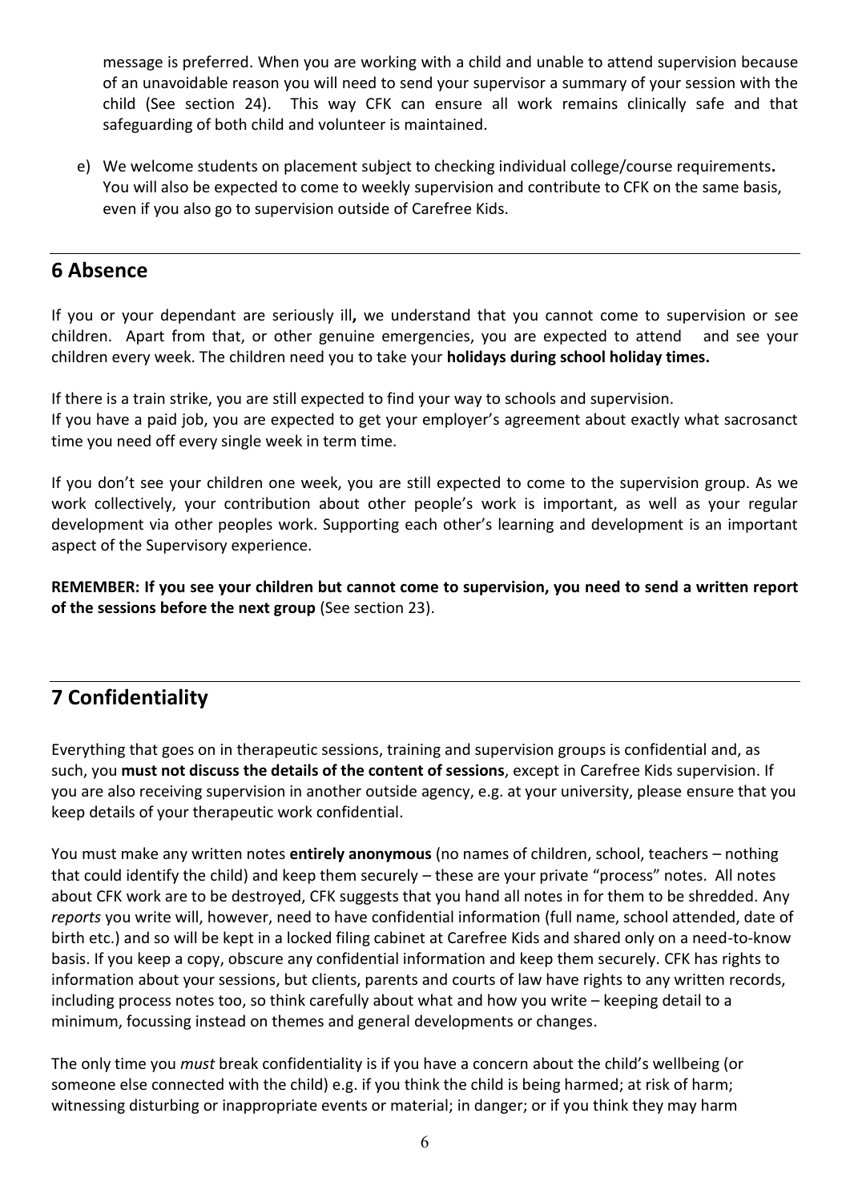message is preferred. When you are working with a child and unable to attend supervision because of an unavoidable reason you will need to send your supervisor a summary of your session with the child (See section 24). This way CFK can ensure all work remains clinically safe and that safeguarding of both child and volunteer is maintained.

e) We welcome students on placement subject to checking individual college/course requirements**.** You will also be expected to come to weekly supervision and contribute to CFK on the same basis, even if you also go to supervision outside of Carefree Kids.

## 6 Absence

If you or your dependant are seriously ill**,** we understand that you cannot come to supervision or see children. Apart from that, or other genuine emergencies, you are expected to attend and see your children every week. The children need you to take your **holidays during school holiday times.**

If there is a train strike, you are still expected to find your way to schools and supervision.
If you have a paid job, you are expected to get your employer's agreement about exactly what sacrosanct time you need off every single week in term time.

If you don't see your children one week, you are still expected to come to the supervision group. As we work collectively, your contribution about other people's work is important, as well as your regular development via other peoples work. Supporting each other's learning and development is an important aspect of the Supervisory experience.

**REMEMBER: If you see your children but cannot come to supervision, you need to send a written report of the sessions before the next group** (See section 23).

## 7 Confidentiality

Everything that goes on in therapeutic sessions, training and supervision groups is confidential and, as such, you **must not discuss the details of the content of sessions**, except in Carefree Kids supervision. If you are also receiving supervision in another outside agency, e.g. at your university, please ensure that you keep details of your therapeutic work confidential.

You must make any written notes **entirely anonymous** (no names of children, school, teachers – nothing that could identify the child) and keep them securely – these are your private "process" notes. All notes about CFK work are to be destroyed, CFK suggests that you hand all notes in for them to be shredded. Any *reports* you write will, however, need to have confidential information (full name, school attended, date of birth etc.) and so will be kept in a locked filing cabinet at Carefree Kids and shared only on a need-to-know basis. If you keep a copy, obscure any confidential information and keep them securely. CFK has rights to information about your sessions, but clients, parents and courts of law have rights to any written records, including process notes too, so think carefully about what and how you write – keeping detail to a minimum, focussing instead on themes and general developments or changes.

The only time you *must* break confidentiality is if you have a concern about the child's wellbeing (or someone else connected with the child) e.g. if you think the child is being harmed; at risk of harm; witnessing disturbing or inappropriate events or material; in danger; or if you think they may harm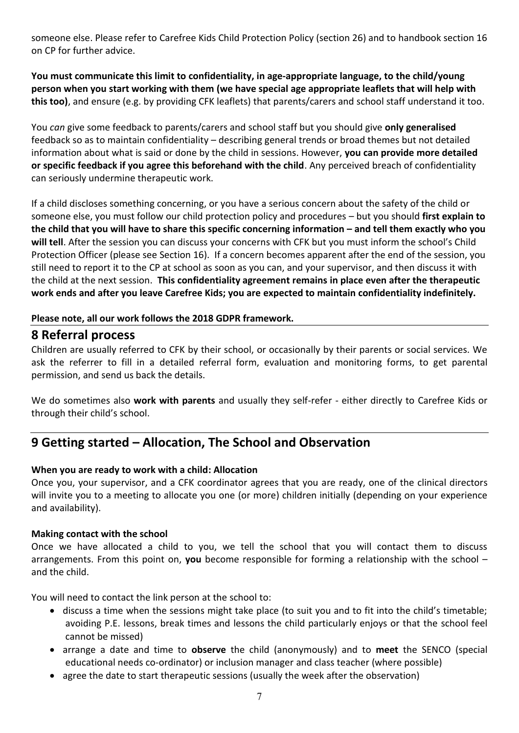someone else. Please refer to Carefree Kids Child Protection Policy (section 26) and to handbook section 16 on CP for further advice.

**You must communicate this limit to confidentiality, in age-appropriate language, to the child/young person when you start working with them (we have special age appropriate leaflets that will help with this too)**, and ensure (e.g. by providing CFK leaflets) that parents/carers and school staff understand it too.

You *can* give some feedback to parents/carers and school staff but you should give **only generalised** feedback so as to maintain confidentiality – describing general trends or broad themes but not detailed information about what is said or done by the child in sessions. However, **you can provide more detailed or specific feedback if you agree this beforehand with the child**. Any perceived breach of confidentiality can seriously undermine therapeutic work.

If a child discloses something concerning, or you have a serious concern about the safety of the child or someone else, you must follow our child protection policy and procedures – but you should **first explain to the child that you will have to share this specific concerning information – and tell them exactly who you will tell**. After the session you can discuss your concerns with CFK but you must inform the school's Child Protection Officer (please see Section 16). If a concern becomes apparent after the end of the session, you still need to report it to the CP at school as soon as you can, and your supervisor, and then discuss it with the child at the next session. **This confidentiality agreement remains in place even after the therapeutic work ends and after you leave Carefree Kids; you are expected to maintain confidentiality indefinitely.**

**Please note, all our work follows the 2018 GDPR framework.**

## 8 Referral process

Children are usually referred to CFK by their school, or occasionally by their parents or social services. We ask the referrer to fill in a detailed referral form, evaluation and monitoring forms, to get parental permission, and send us back the details.

We do sometimes also **work with parents** and usually they self-refer - either directly to Carefree Kids or through their child's school.

## 9 Getting started – Allocation, The School and Observation

**When you are ready to work with a child: Allocation**

Once you, your supervisor, and a CFK coordinator agrees that you are ready, one of the clinical directors will invite you to a meeting to allocate you one (or more) children initially (depending on your experience and availability).

**Making contact with the school**

Once we have allocated a child to you, we tell the school that you will contact them to discuss arrangements. From this point on, **you** become responsible for forming a relationship with the school – and the child.

You will need to contact the link person at the school to:

- discuss a time when the sessions might take place (to suit you and to fit into the child's timetable; avoiding P.E. lessons, break times and lessons the child particularly enjoys or that the school feel cannot be missed)
- arrange a date and time to **observe** the child (anonymously) and to **meet** the SENCO (special educational needs co-ordinator) or inclusion manager and class teacher (where possible)
- agree the date to start therapeutic sessions (usually the week after the observation)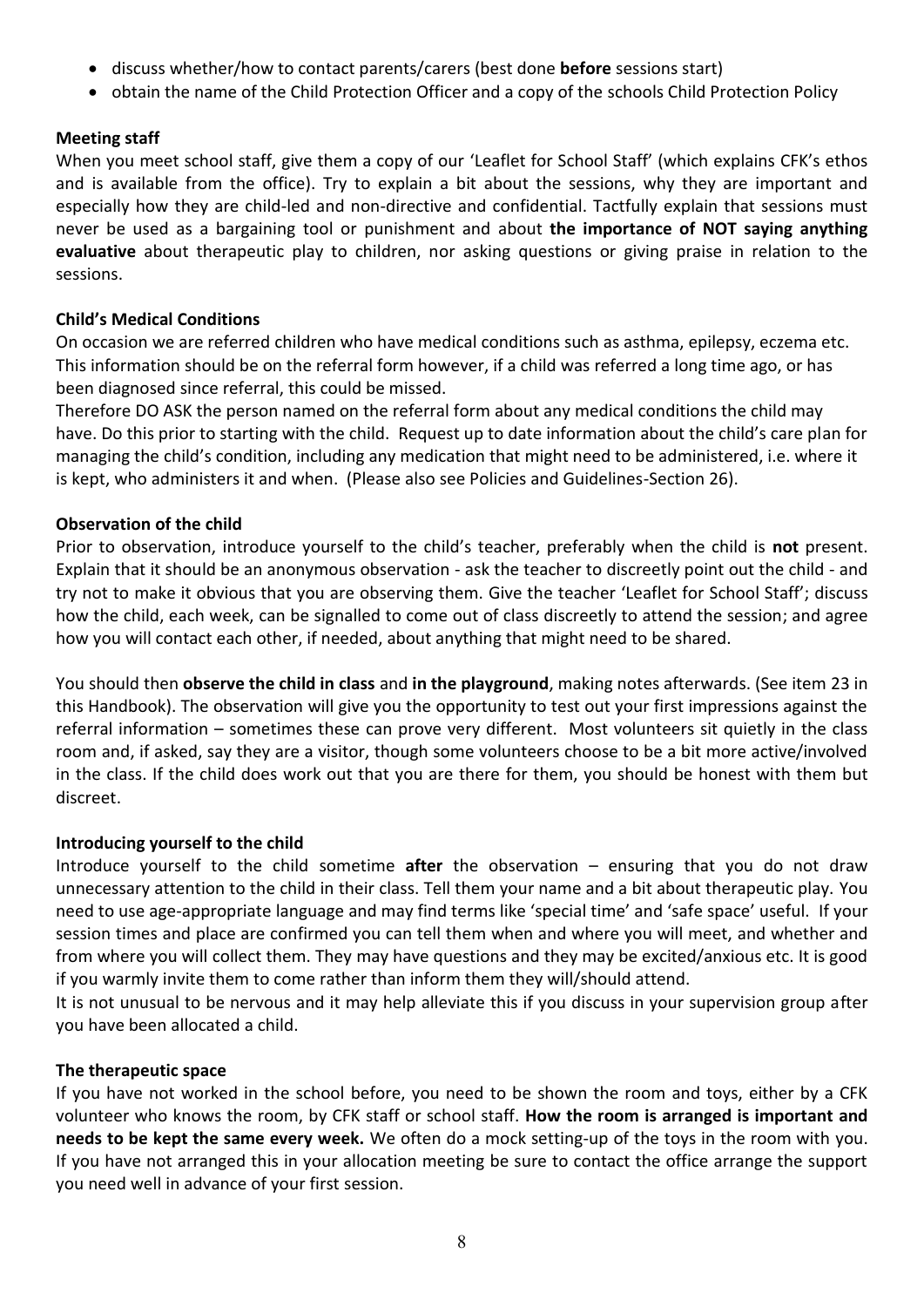- discuss whether/how to contact parents/carers (best done **before** sessions start)
- obtain the name of the Child Protection Officer and a copy of the schools Child Protection Policy

**Meeting staff**

When you meet school staff, give them a copy of our 'Leaflet for School Staff' (which explains CFK's ethos and is available from the office). Try to explain a bit about the sessions, why they are important and especially how they are child-led and non-directive and confidential. Tactfully explain that sessions must never be used as a bargaining tool or punishment and about **the importance of NOT saying anything evaluative** about therapeutic play to children, nor asking questions or giving praise in relation to the sessions.

**Child's Medical Conditions**

On occasion we are referred children who have medical conditions such as asthma, epilepsy, eczema etc. This information should be on the referral form however, if a child was referred a long time ago, or has been diagnosed since referral, this could be missed.

Therefore DO ASK the person named on the referral form about any medical conditions the child may have. Do this prior to starting with the child. Request up to date information about the child's care plan for managing the child's condition, including any medication that might need to be administered, i.e. where it is kept, who administers it and when. (Please also see Policies and Guidelines-Section 26).

**Observation of the child**

Prior to observation, introduce yourself to the child's teacher, preferably when the child is **not** present. Explain that it should be an anonymous observation - ask the teacher to discreetly point out the child - and try not to make it obvious that you are observing them. Give the teacher 'Leaflet for School Staff'; discuss how the child, each week, can be signalled to come out of class discreetly to attend the session; and agree how you will contact each other, if needed, about anything that might need to be shared.

You should then **observe the child in class** and **in the playground**, making notes afterwards. (See item 23 in this Handbook). The observation will give you the opportunity to test out your first impressions against the referral information – sometimes these can prove very different. Most volunteers sit quietly in the class room and, if asked, say they are a visitor, though some volunteers choose to be a bit more active/involved in the class. If the child does work out that you are there for them, you should be honest with them but discreet.

**Introducing yourself to the child**

Introduce yourself to the child sometime **after** the observation – ensuring that you do not draw unnecessary attention to the child in their class. Tell them your name and a bit about therapeutic play. You need to use age-appropriate language and may find terms like 'special time' and 'safe space' useful. If your session times and place are confirmed you can tell them when and where you will meet, and whether and from where you will collect them. They may have questions and they may be excited/anxious etc. It is good if you warmly invite them to come rather than inform them they will/should attend.

It is not unusual to be nervous and it may help alleviate this if you discuss in your supervision group after you have been allocated a child.

**The therapeutic space**

If you have not worked in the school before, you need to be shown the room and toys, either by a CFK volunteer who knows the room, by CFK staff or school staff. **How the room is arranged is important and needs to be kept the same every week.** We often do a mock setting-up of the toys in the room with you. If you have not arranged this in your allocation meeting be sure to contact the office arrange the support you need well in advance of your first session.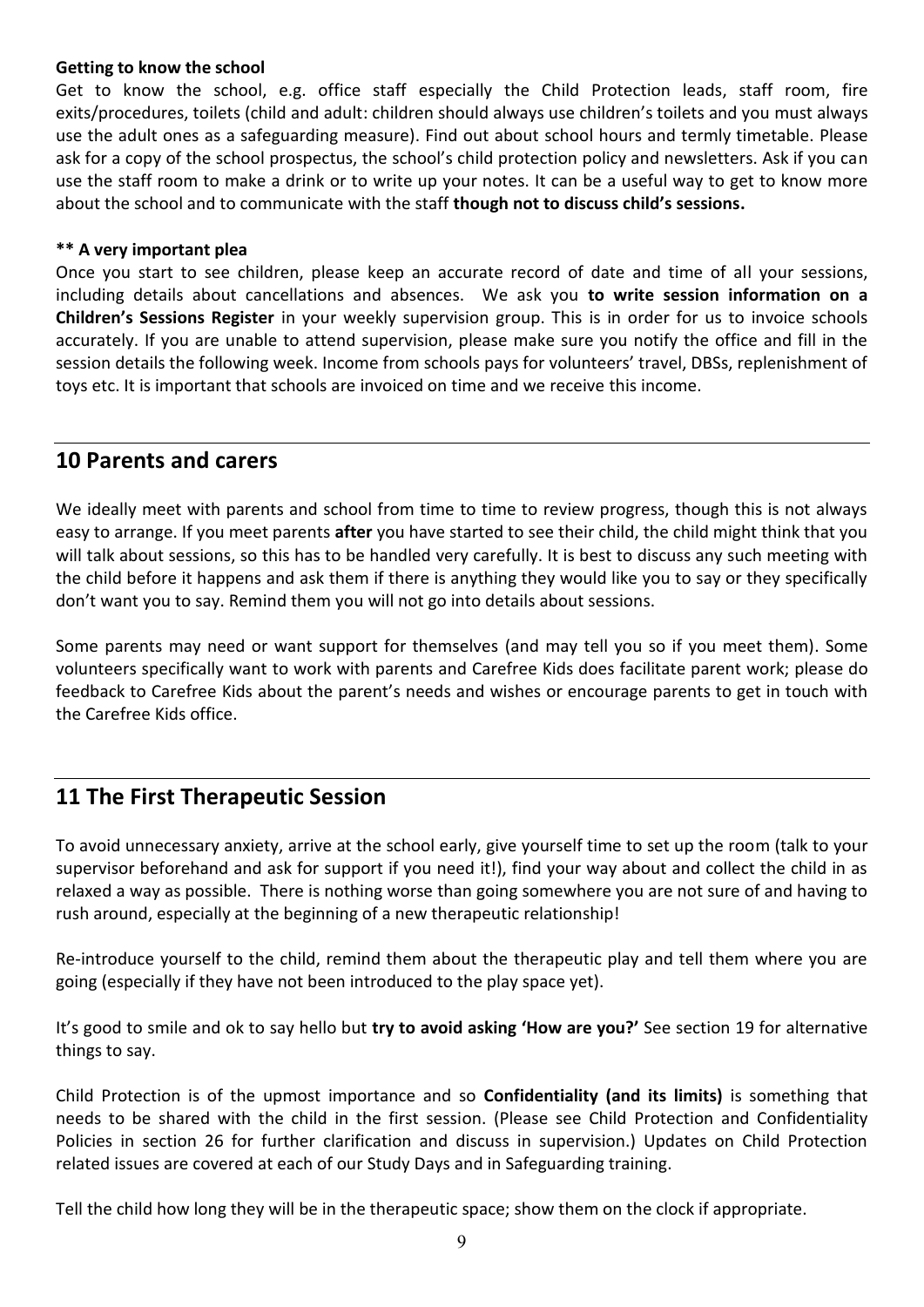**Getting to know the school**

Get to know the school, e.g. office staff especially the Child Protection leads, staff room, fire exits/procedures, toilets (child and adult: children should always use children's toilets and you must always use the adult ones as a safeguarding measure). Find out about school hours and termly timetable. Please ask for a copy of the school prospectus, the school's child protection policy and newsletters. Ask if you can use the staff room to make a drink or to write up your notes. It can be a useful way to get to know more about the school and to communicate with the staff **though not to discuss child's sessions.**

**** A very important plea**

Once you start to see children, please keep an accurate record of date and time of all your sessions, including details about cancellations and absences. We ask you **to write session information on a Children's Sessions Register** in your weekly supervision group. This is in order for us to invoice schools accurately. If you are unable to attend supervision, please make sure you notify the office and fill in the session details the following week. Income from schools pays for volunteers' travel, DBSs, replenishment of toys etc. It is important that schools are invoiced on time and we receive this income.

## 10 Parents and carers

We ideally meet with parents and school from time to time to review progress, though this is not always easy to arrange. If you meet parents **after** you have started to see their child, the child might think that you will talk about sessions, so this has to be handled very carefully. It is best to discuss any such meeting with the child before it happens and ask them if there is anything they would like you to say or they specifically don't want you to say. Remind them you will not go into details about sessions.

Some parents may need or want support for themselves (and may tell you so if you meet them). Some volunteers specifically want to work with parents and Carefree Kids does facilitate parent work; please do feedback to Carefree Kids about the parent's needs and wishes or encourage parents to get in touch with the Carefree Kids office.

## 11 The First Therapeutic Session

To avoid unnecessary anxiety, arrive at the school early, give yourself time to set up the room (talk to your supervisor beforehand and ask for support if you need it!), find your way about and collect the child in as relaxed a way as possible. There is nothing worse than going somewhere you are not sure of and having to rush around, especially at the beginning of a new therapeutic relationship!

Re-introduce yourself to the child, remind them about the therapeutic play and tell them where you are going (especially if they have not been introduced to the play space yet).

It's good to smile and ok to say hello but **try to avoid asking 'How are you?'** See section 19 for alternative things to say.

Child Protection is of the upmost importance and so **Confidentiality (and its limits)** is something that needs to be shared with the child in the first session. (Please see Child Protection and Confidentiality Policies in section 26 for further clarification and discuss in supervision.) Updates on Child Protection related issues are covered at each of our Study Days and in Safeguarding training.

Tell the child how long they will be in the therapeutic space; show them on the clock if appropriate.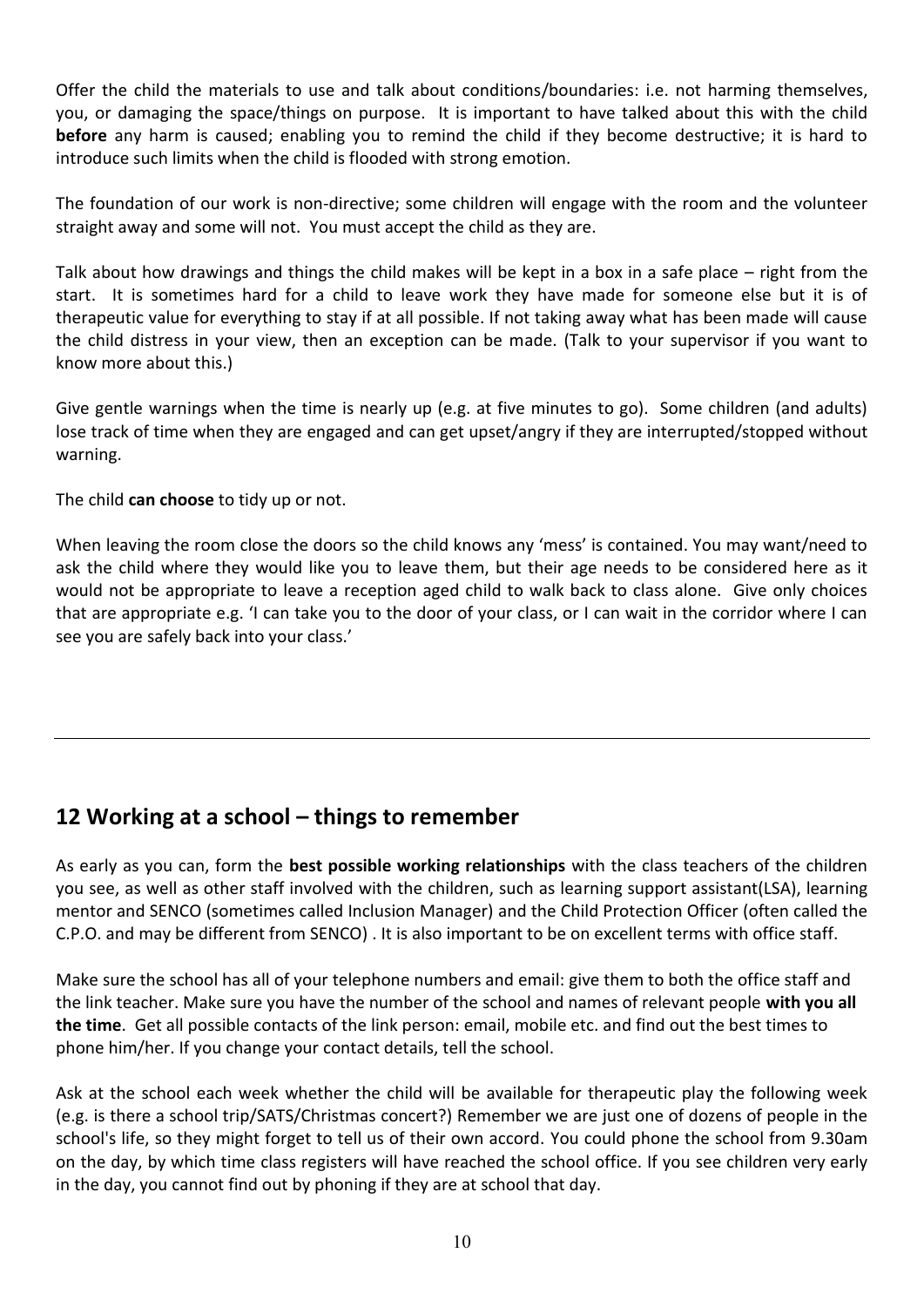Offer the child the materials to use and talk about conditions/boundaries: i.e. not harming themselves, you, or damaging the space/things on purpose. It is important to have talked about this with the child **before** any harm is caused; enabling you to remind the child if they become destructive; it is hard to introduce such limits when the child is flooded with strong emotion.

The foundation of our work is non-directive; some children will engage with the room and the volunteer straight away and some will not. You must accept the child as they are.

Talk about how drawings and things the child makes will be kept in a box in a safe place – right from the start. It is sometimes hard for a child to leave work they have made for someone else but it is of therapeutic value for everything to stay if at all possible. If not taking away what has been made will cause the child distress in your view, then an exception can be made. (Talk to your supervisor if you want to know more about this.)

Give gentle warnings when the time is nearly up (e.g. at five minutes to go). Some children (and adults) lose track of time when they are engaged and can get upset/angry if they are interrupted/stopped without warning.

The child **can choose** to tidy up or not.

When leaving the room close the doors so the child knows any 'mess' is contained. You may want/need to ask the child where they would like you to leave them, but their age needs to be considered here as it would not be appropriate to leave a reception aged child to walk back to class alone. Give only choices that are appropriate e.g. 'I can take you to the door of your class, or I can wait in the corridor where I can see you are safely back into your class.'

---

## 12 Working at a school – things to remember

As early as you can, form the **best possible working relationships** with the class teachers of the children you see, as well as other staff involved with the children, such as learning support assistant(LSA), learning mentor and SENCO (sometimes called Inclusion Manager) and the Child Protection Officer (often called the C.P.O. and may be different from SENCO) . It is also important to be on excellent terms with office staff.

Make sure the school has all of your telephone numbers and email: give them to both the office staff and the link teacher. Make sure you have the number of the school and names of relevant people **with you all the time**. Get all possible contacts of the link person: email, mobile etc. and find out the best times to phone him/her. If you change your contact details, tell the school.

Ask at the school each week whether the child will be available for therapeutic play the following week (e.g. is there a school trip/SATS/Christmas concert?) Remember we are just one of dozens of people in the school's life, so they might forget to tell us of their own accord. You could phone the school from 9.30am on the day, by which time class registers will have reached the school office. If you see children very early in the day, you cannot find out by phoning if they are at school that day.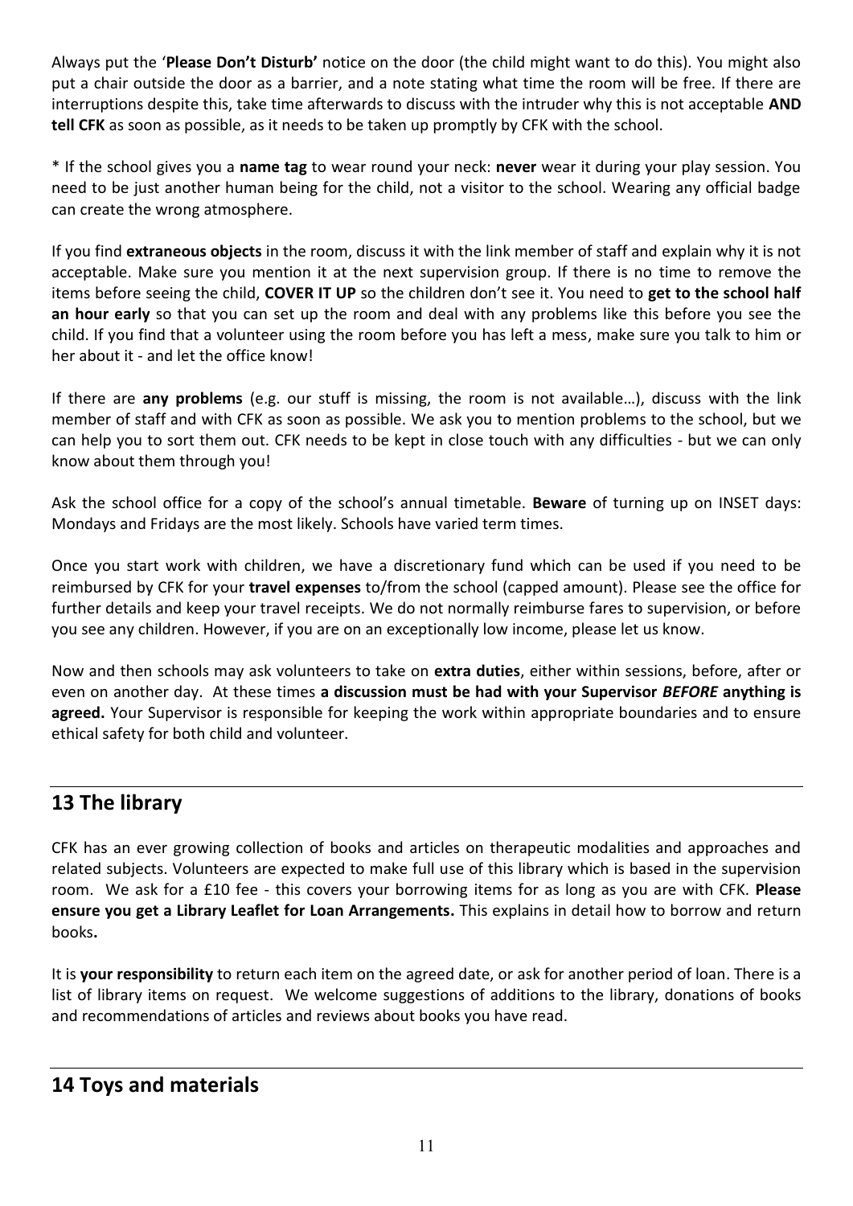Always put the '**Please Don't Disturb'** notice on the door (the child might want to do this). You might also put a chair outside the door as a barrier, and a note stating what time the room will be free. If there are interruptions despite this, take time afterwards to discuss with the intruder why this is not acceptable **AND tell CFK** as soon as possible, as it needs to be taken up promptly by CFK with the school.

* If the school gives you a **name tag** to wear round your neck: **never** wear it during your play session. You need to be just another human being for the child, not a visitor to the school. Wearing any official badge can create the wrong atmosphere.

If you find **extraneous objects** in the room, discuss it with the link member of staff and explain why it is not acceptable. Make sure you mention it at the next supervision group. If there is no time to remove the items before seeing the child, **COVER IT UP** so the children don't see it. You need to **get to the school half an hour early** so that you can set up the room and deal with any problems like this before you see the child. If you find that a volunteer using the room before you has left a mess, make sure you talk to him or her about it - and let the office know!

If there are **any problems** (e.g. our stuff is missing, the room is not available…), discuss with the link member of staff and with CFK as soon as possible. We ask you to mention problems to the school, but we can help you to sort them out. CFK needs to be kept in close touch with any difficulties - but we can only know about them through you!

Ask the school office for a copy of the school's annual timetable. **Beware** of turning up on INSET days: Mondays and Fridays are the most likely. Schools have varied term times.

Once you start work with children, we have a discretionary fund which can be used if you need to be reimbursed by CFK for your **travel expenses** to/from the school (capped amount). Please see the office for further details and keep your travel receipts. We do not normally reimburse fares to supervision, or before you see any children. However, if you are on an exceptionally low income, please let us know.

Now and then schools may ask volunteers to take on **extra duties**, either within sessions, before, after or even on another day. At these times **a discussion must be had with your Supervisor *BEFORE* anything is agreed.** Your Supervisor is responsible for keeping the work within appropriate boundaries and to ensure ethical safety for both child and volunteer.

## 13 The library

CFK has an ever growing collection of books and articles on therapeutic modalities and approaches and related subjects. Volunteers are expected to make full use of this library which is based in the supervision room. We ask for a £10 fee - this covers your borrowing items for as long as you are with CFK. **Please ensure you get a Library Leaflet for Loan Arrangements.** This explains in detail how to borrow and return books**.**

It is **your responsibility** to return each item on the agreed date, or ask for another period of loan. There is a list of library items on request. We welcome suggestions of additions to the library, donations of books and recommendations of articles and reviews about books you have read.

## 14 Toys and materials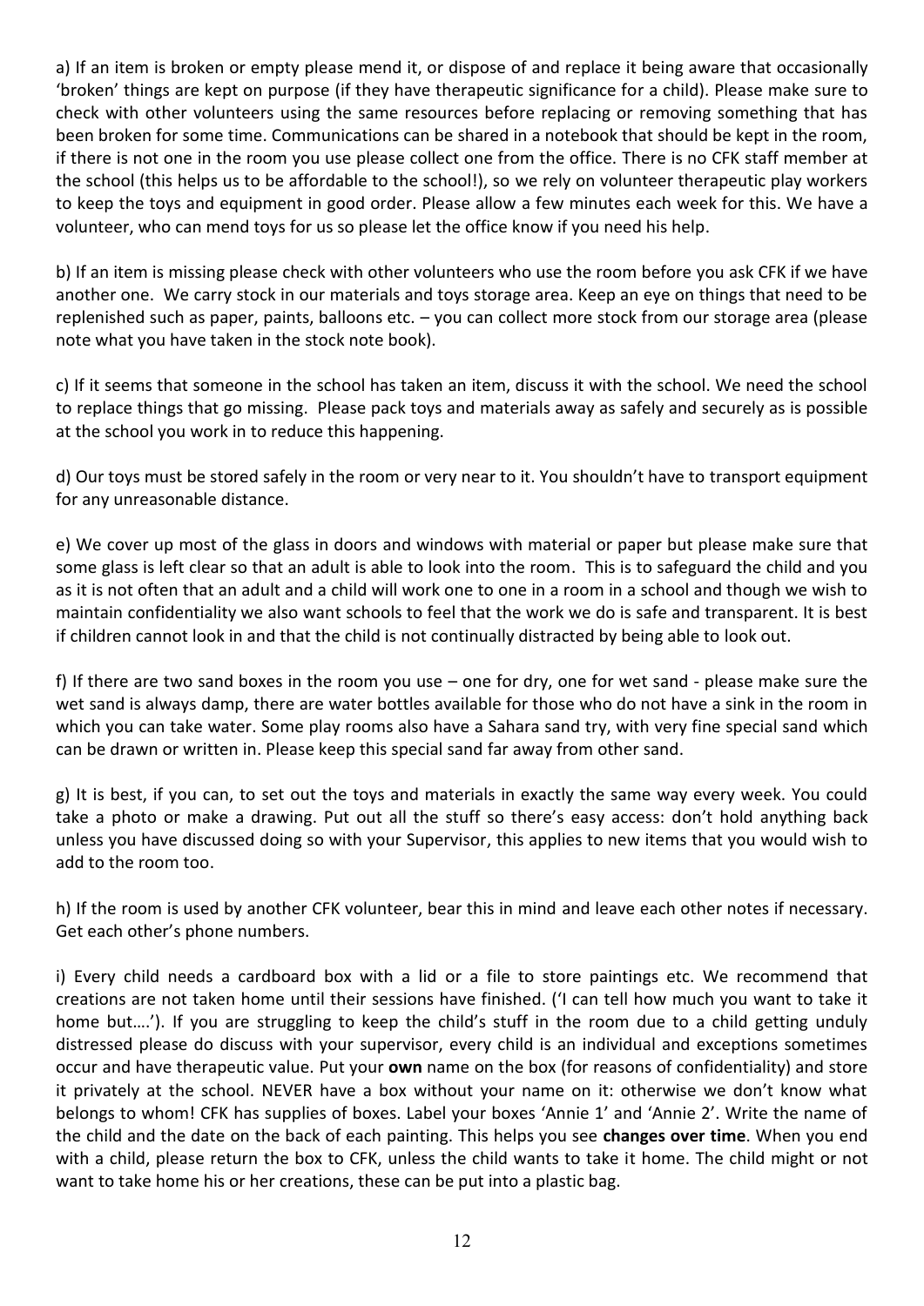a) If an item is broken or empty please mend it, or dispose of and replace it being aware that occasionally 'broken' things are kept on purpose (if they have therapeutic significance for a child). Please make sure to check with other volunteers using the same resources before replacing or removing something that has been broken for some time. Communications can be shared in a notebook that should be kept in the room, if there is not one in the room you use please collect one from the office. There is no CFK staff member at the school (this helps us to be affordable to the school!), so we rely on volunteer therapeutic play workers to keep the toys and equipment in good order. Please allow a few minutes each week for this. We have a volunteer, who can mend toys for us so please let the office know if you need his help.

b) If an item is missing please check with other volunteers who use the room before you ask CFK if we have another one. We carry stock in our materials and toys storage area. Keep an eye on things that need to be replenished such as paper, paints, balloons etc. – you can collect more stock from our storage area (please note what you have taken in the stock note book).

c) If it seems that someone in the school has taken an item, discuss it with the school. We need the school to replace things that go missing. Please pack toys and materials away as safely and securely as is possible at the school you work in to reduce this happening.

d) Our toys must be stored safely in the room or very near to it. You shouldn't have to transport equipment for any unreasonable distance.

e) We cover up most of the glass in doors and windows with material or paper but please make sure that some glass is left clear so that an adult is able to look into the room. This is to safeguard the child and you as it is not often that an adult and a child will work one to one in a room in a school and though we wish to maintain confidentiality we also want schools to feel that the work we do is safe and transparent. It is best if children cannot look in and that the child is not continually distracted by being able to look out.

f) If there are two sand boxes in the room you use – one for dry, one for wet sand - please make sure the wet sand is always damp, there are water bottles available for those who do not have a sink in the room in which you can take water. Some play rooms also have a Sahara sand try, with very fine special sand which can be drawn or written in. Please keep this special sand far away from other sand.

g) It is best, if you can, to set out the toys and materials in exactly the same way every week. You could take a photo or make a drawing. Put out all the stuff so there's easy access: don't hold anything back unless you have discussed doing so with your Supervisor, this applies to new items that you would wish to add to the room too.

h) If the room is used by another CFK volunteer, bear this in mind and leave each other notes if necessary. Get each other's phone numbers.

i) Every child needs a cardboard box with a lid or a file to store paintings etc. We recommend that creations are not taken home until their sessions have finished. ('I can tell how much you want to take it home but….'). If you are struggling to keep the child's stuff in the room due to a child getting unduly distressed please do discuss with your supervisor, every child is an individual and exceptions sometimes occur and have therapeutic value. Put your **own** name on the box (for reasons of confidentiality) and store it privately at the school. NEVER have a box without your name on it: otherwise we don't know what belongs to whom! CFK has supplies of boxes. Label your boxes 'Annie 1' and 'Annie 2'. Write the name of the child and the date on the back of each painting. This helps you see **changes over time**. When you end with a child, please return the box to CFK, unless the child wants to take it home. The child might or not want to take home his or her creations, these can be put into a plastic bag.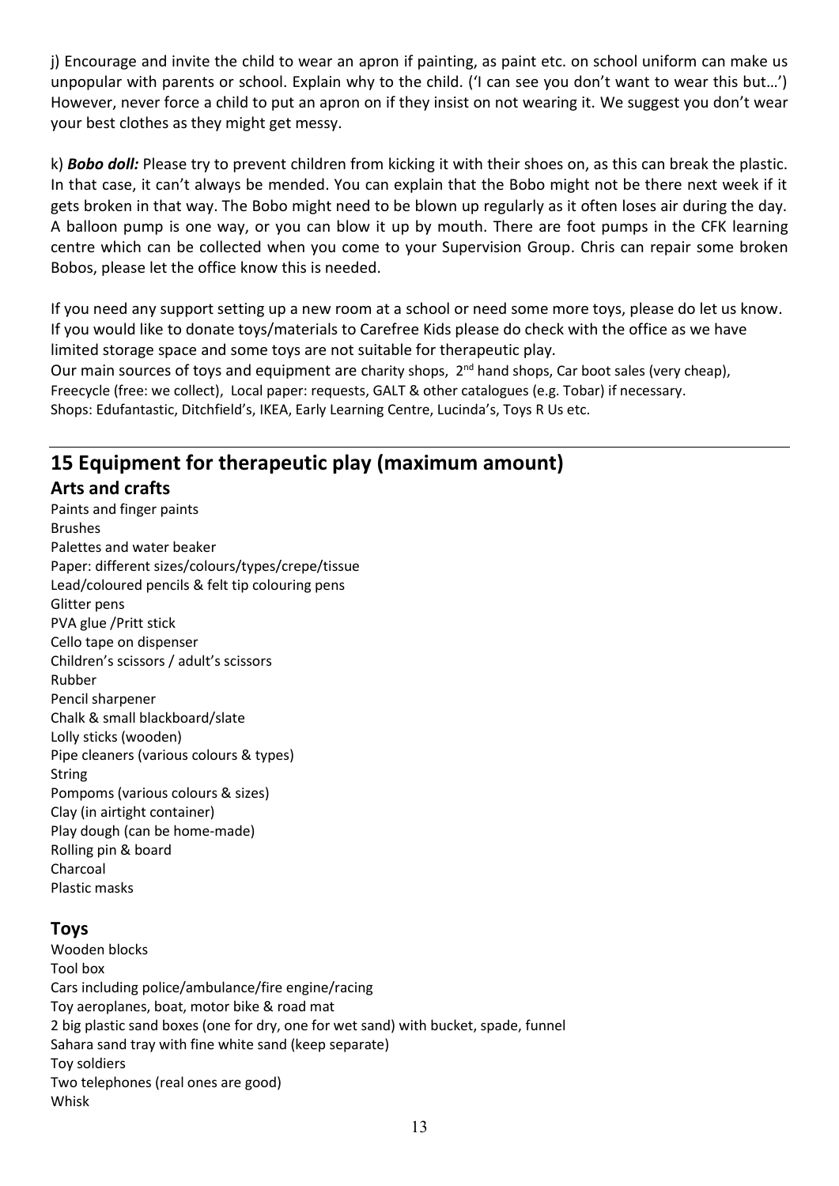j) Encourage and invite the child to wear an apron if painting, as paint etc. on school uniform can make us unpopular with parents or school. Explain why to the child. ('I can see you don't want to wear this but…') However, never force a child to put an apron on if they insist on not wearing it. We suggest you don't wear your best clothes as they might get messy.

k) ***Bobo doll:*** Please try to prevent children from kicking it with their shoes on, as this can break the plastic. In that case, it can't always be mended. You can explain that the Bobo might not be there next week if it gets broken in that way. The Bobo might need to be blown up regularly as it often loses air during the day. A balloon pump is one way, or you can blow it up by mouth. There are foot pumps in the CFK learning centre which can be collected when you come to your Supervision Group. Chris can repair some broken Bobos, please let the office know this is needed.

If you need any support setting up a new room at a school or need some more toys, please do let us know. If you would like to donate toys/materials to Carefree Kids please do check with the office as we have limited storage space and some toys are not suitable for therapeutic play.
Our main sources of toys and equipment are charity shops, 2nd hand shops, Car boot sales (very cheap), Freecycle (free: we collect), Local paper: requests, GALT & other catalogues (e.g. Tobar) if necessary.
Shops: Edufantastic, Ditchfield's, IKEA, Early Learning Centre, Lucinda's, Toys R Us etc.

## 15 Equipment for therapeutic play (maximum amount)

### Arts and crafts

Paints and finger paints
Brushes
Palettes and water beaker
Paper: different sizes/colours/types/crepe/tissue
Lead/coloured pencils & felt tip colouring pens
Glitter pens
PVA glue /Pritt stick
Cello tape on dispenser
Children's scissors / adult's scissors
Rubber
Pencil sharpener
Chalk & small blackboard/slate
Lolly sticks (wooden)
Pipe cleaners (various colours & types)
String
Pompoms (various colours & sizes)
Clay (in airtight container)
Play dough (can be home-made)
Rolling pin & board
Charcoal
Plastic masks

### Toys

Wooden blocks
Tool box
Cars including police/ambulance/fire engine/racing
Toy aeroplanes, boat, motor bike & road mat
2 big plastic sand boxes (one for dry, one for wet sand) with bucket, spade, funnel
Sahara sand tray with fine white sand (keep separate)
Toy soldiers
Two telephones (real ones are good)
Whisk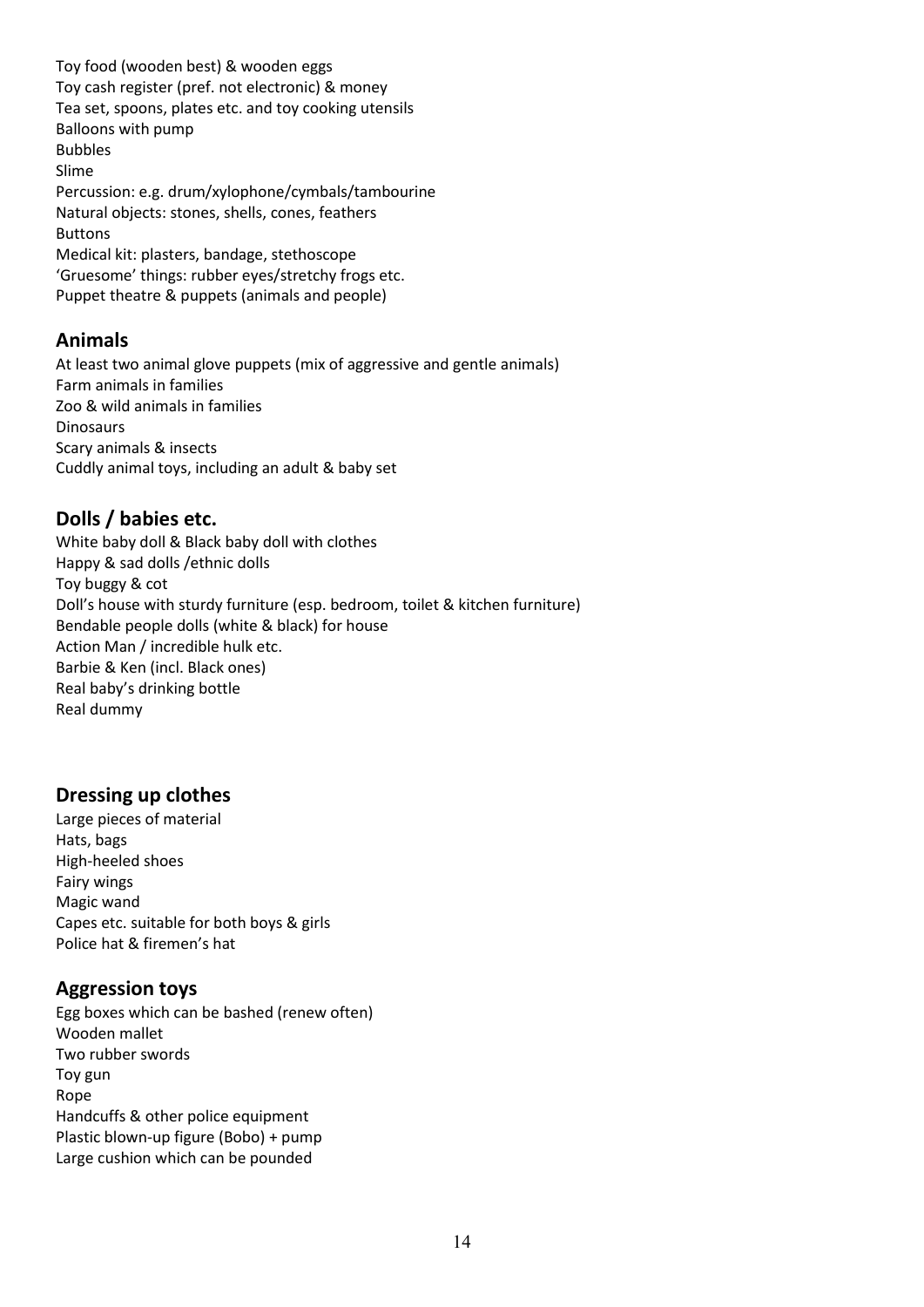Toy food (wooden best) & wooden eggs
Toy cash register (pref. not electronic) & money
Tea set, spoons, plates etc. and toy cooking utensils
Balloons with pump
Bubbles
Slime
Percussion: e.g. drum/xylophone/cymbals/tambourine
Natural objects: stones, shells, cones, feathers
Buttons
Medical kit: plasters, bandage, stethoscope
'Gruesome' things: rubber eyes/stretchy frogs etc.
Puppet theatre & puppets (animals and people)

## Animals

At least two animal glove puppets (mix of aggressive and gentle animals)
Farm animals in families
Zoo & wild animals in families
Dinosaurs
Scary animals & insects
Cuddly animal toys, including an adult & baby set

## Dolls / babies etc.

White baby doll & Black baby doll with clothes
Happy & sad dolls /ethnic dolls
Toy buggy & cot
Doll's house with sturdy furniture (esp. bedroom, toilet & kitchen furniture)
Bendable people dolls (white & black) for house
Action Man / incredible hulk etc.
Barbie & Ken (incl. Black ones)
Real baby's drinking bottle
Real dummy

## Dressing up clothes

Large pieces of material
Hats, bags
High-heeled shoes
Fairy wings
Magic wand
Capes etc. suitable for both boys & girls
Police hat & firemen's hat

## Aggression toys

Egg boxes which can be bashed (renew often)
Wooden mallet
Two rubber swords
Toy gun
Rope
Handcuffs & other police equipment
Plastic blown-up figure (Bobo) + pump
Large cushion which can be pounded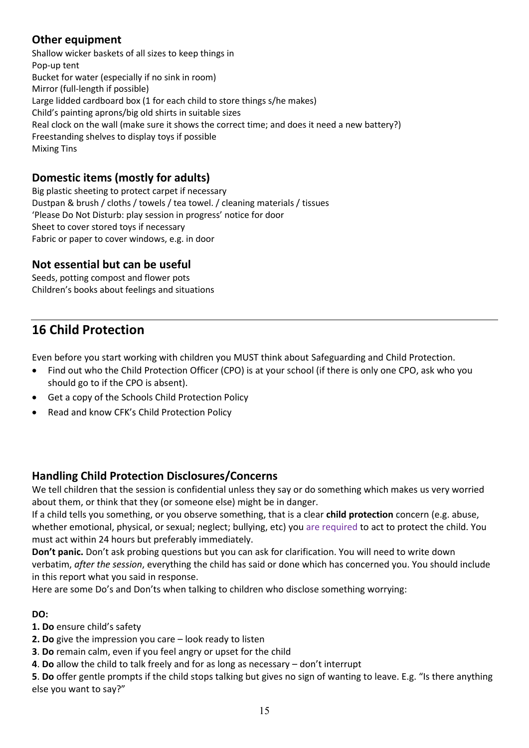### Other equipment

Shallow wicker baskets of all sizes to keep things in
Pop-up tent
Bucket for water (especially if no sink in room)
Mirror (full-length if possible)
Large lidded cardboard box (1 for each child to store things s/he makes)
Child's painting aprons/big old shirts in suitable sizes
Real clock on the wall (make sure it shows the correct time; and does it need a new battery?)
Freestanding shelves to display toys if possible
Mixing Tins

### Domestic items (mostly for adults)

Big plastic sheeting to protect carpet if necessary
Dustpan & brush / cloths / towels / tea towel. / cleaning materials / tissues
'Please Do Not Disturb: play session in progress' notice for door
Sheet to cover stored toys if necessary
Fabric or paper to cover windows, e.g. in door

### Not essential but can be useful

Seeds, potting compost and flower pots
Children's books about feelings and situations

## 16 Child Protection

Even before you start working with children you MUST think about Safeguarding and Child Protection.

- Find out who the Child Protection Officer (CPO) is at your school (if there is only one CPO, ask who you should go to if the CPO is absent).
- Get a copy of the Schools Child Protection Policy
- Read and know CFK's Child Protection Policy

### Handling Child Protection Disclosures/Concerns

We tell children that the session is confidential unless they say or do something which makes us very worried about them, or think that they (or someone else) might be in danger.

If a child tells you something, or you observe something, that is a clear **child protection** concern (e.g. abuse, whether emotional, physical, or sexual; neglect; bullying, etc) you are required to act to protect the child. You must act within 24 hours but preferably immediately.

**Don't panic.** Don't ask probing questions but you can ask for clarification. You will need to write down verbatim, *after the session*, everything the child has said or done which has concerned you. You should include in this report what you said in response.

Here are some Do's and Don'ts when talking to children who disclose something worrying:

**DO:**

**1. Do** ensure child's safety
**2. Do** give the impression you care – look ready to listen
**3**. **Do** remain calm, even if you feel angry or upset for the child
**4**. **Do** allow the child to talk freely and for as long as necessary – don't interrupt
**5**. **Do** offer gentle prompts if the child stops talking but gives no sign of wanting to leave. E.g. "Is there anything else you want to say?"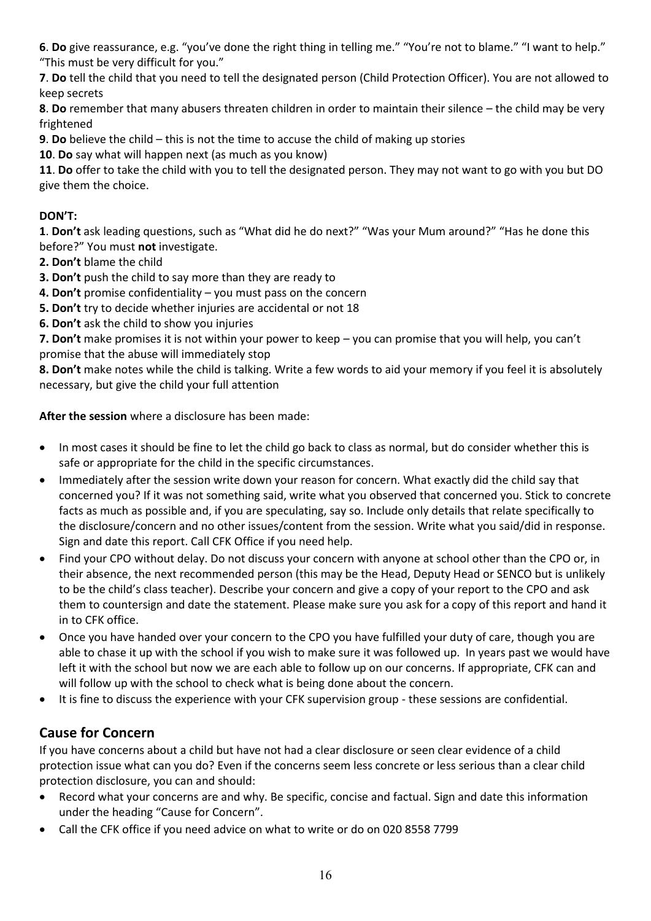**6**. **Do** give reassurance, e.g. "you've done the right thing in telling me." "You're not to blame." "I want to help." "This must be very difficult for you."

**7**. **Do** tell the child that you need to tell the designated person (Child Protection Officer). You are not allowed to keep secrets

**8**. **Do** remember that many abusers threaten children in order to maintain their silence – the child may be very frightened

**9**. **Do** believe the child – this is not the time to accuse the child of making up stories

**10**. **Do** say what will happen next (as much as you know)

**11**. **Do** offer to take the child with you to tell the designated person. They may not want to go with you but DO give them the choice.

**DON'T:**

**1**. **Don't** ask leading questions, such as "What did he do next?" "Was your Mum around?" "Has he done this before?" You must **not** investigate.

**2. Don't** blame the child

**3. Don't** push the child to say more than they are ready to

**4. Don't** promise confidentiality – you must pass on the concern

**5. Don't** try to decide whether injuries are accidental or not 18

**6. Don't** ask the child to show you injuries

**7. Don't** make promises it is not within your power to keep – you can promise that you will help, you can't promise that the abuse will immediately stop

**8. Don't** make notes while the child is talking. Write a few words to aid your memory if you feel it is absolutely necessary, but give the child your full attention

**After the session** where a disclosure has been made:

- In most cases it should be fine to let the child go back to class as normal, but do consider whether this is safe or appropriate for the child in the specific circumstances.
- Immediately after the session write down your reason for concern. What exactly did the child say that concerned you? If it was not something said, write what you observed that concerned you. Stick to concrete facts as much as possible and, if you are speculating, say so. Include only details that relate specifically to the disclosure/concern and no other issues/content from the session. Write what you said/did in response. Sign and date this report. Call CFK Office if you need help.
- Find your CPO without delay. Do not discuss your concern with anyone at school other than the CPO or, in their absence, the next recommended person (this may be the Head, Deputy Head or SENCO but is unlikely to be the child's class teacher). Describe your concern and give a copy of your report to the CPO and ask them to countersign and date the statement. Please make sure you ask for a copy of this report and hand it in to CFK office.
- Once you have handed over your concern to the CPO you have fulfilled your duty of care, though you are able to chase it up with the school if you wish to make sure it was followed up. In years past we would have left it with the school but now we are each able to follow up on our concerns. If appropriate, CFK can and will follow up with the school to check what is being done about the concern.
- It is fine to discuss the experience with your CFK supervision group - these sessions are confidential.

## Cause for Concern

If you have concerns about a child but have not had a clear disclosure or seen clear evidence of a child protection issue what can you do? Even if the concerns seem less concrete or less serious than a clear child protection disclosure, you can and should:

- Record what your concerns are and why. Be specific, concise and factual. Sign and date this information under the heading "Cause for Concern".
- Call the CFK office if you need advice on what to write or do on 020 8558 7799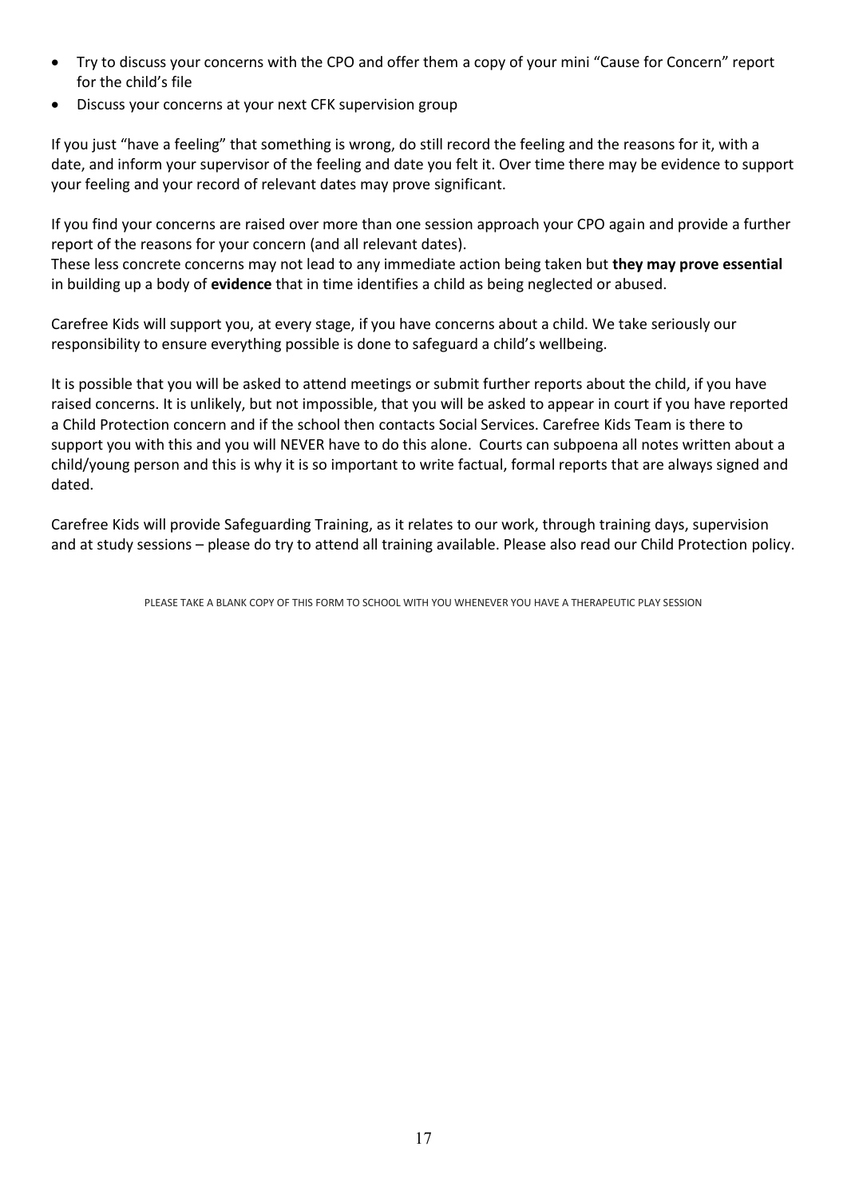- Try to discuss your concerns with the CPO and offer them a copy of your mini "Cause for Concern" report for the child's file
- Discuss your concerns at your next CFK supervision group

If you just "have a feeling" that something is wrong, do still record the feeling and the reasons for it, with a date, and inform your supervisor of the feeling and date you felt it. Over time there may be evidence to support your feeling and your record of relevant dates may prove significant.

If you find your concerns are raised over more than one session approach your CPO again and provide a further report of the reasons for your concern (and all relevant dates).
These less concrete concerns may not lead to any immediate action being taken but **they may prove essential** in building up a body of **evidence** that in time identifies a child as being neglected or abused.

Carefree Kids will support you, at every stage, if you have concerns about a child. We take seriously our responsibility to ensure everything possible is done to safeguard a child's wellbeing.

It is possible that you will be asked to attend meetings or submit further reports about the child, if you have raised concerns. It is unlikely, but not impossible, that you will be asked to appear in court if you have reported a Child Protection concern and if the school then contacts Social Services. Carefree Kids Team is there to support you with this and you will NEVER have to do this alone. Courts can subpoena all notes written about a child/young person and this is why it is so important to write factual, formal reports that are always signed and dated.

Carefree Kids will provide Safeguarding Training, as it relates to our work, through training days, supervision and at study sessions – please do try to attend all training available. Please also read our Child Protection policy.

PLEASE TAKE A BLANK COPY OF THIS FORM TO SCHOOL WITH YOU WHENEVER YOU HAVE A THERAPEUTIC PLAY SESSION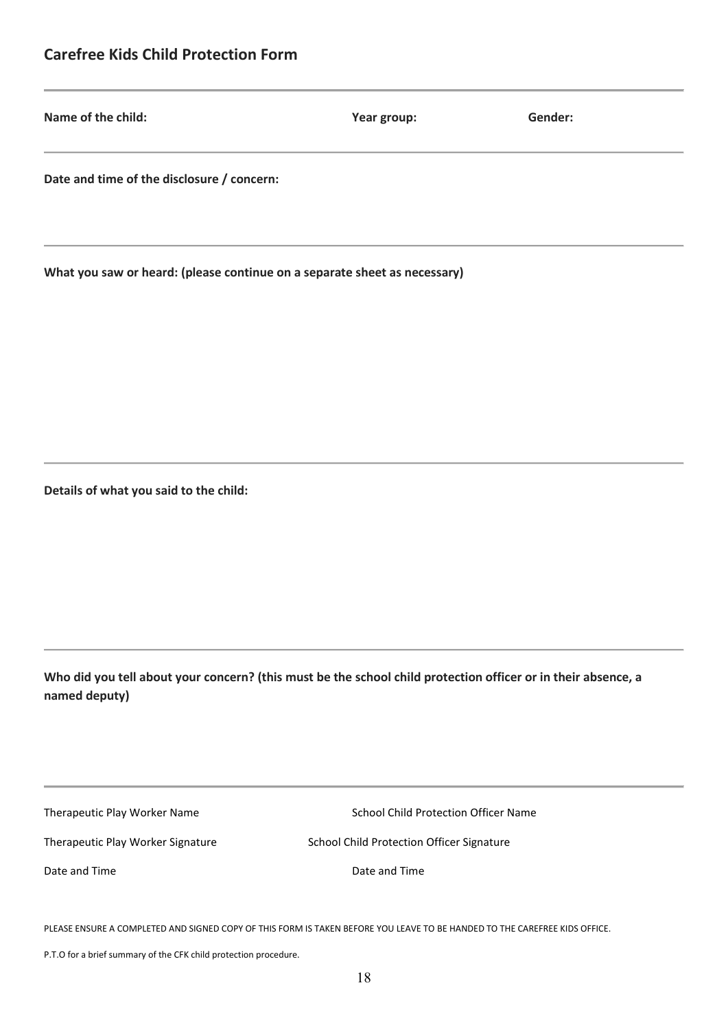## Carefree Kids Child Protection Form

---

**Name of the child:** **Year group:** **Gender:**

---

**Date and time of the disclosure / concern:**

---

**What you saw or heard: (please continue on a separate sheet as necessary)**

---

**Details of what you said to the child:**

---

**Who did you tell about your concern? (this must be the school child protection officer or in their absence, a named deputy)**

---

| | |
|---|---|
| Therapeutic Play Worker Name | School Child Protection Officer Name |
| Therapeutic Play Worker Signature | School Child Protection Officer Signature |
| Date and Time | Date and Time |

PLEASE ENSURE A COMPLETED AND SIGNED COPY OF THIS FORM IS TAKEN BEFORE YOU LEAVE TO BE HANDED TO THE CAREFREE KIDS OFFICE.

P.T.O for a brief summary of the CFK child protection procedure.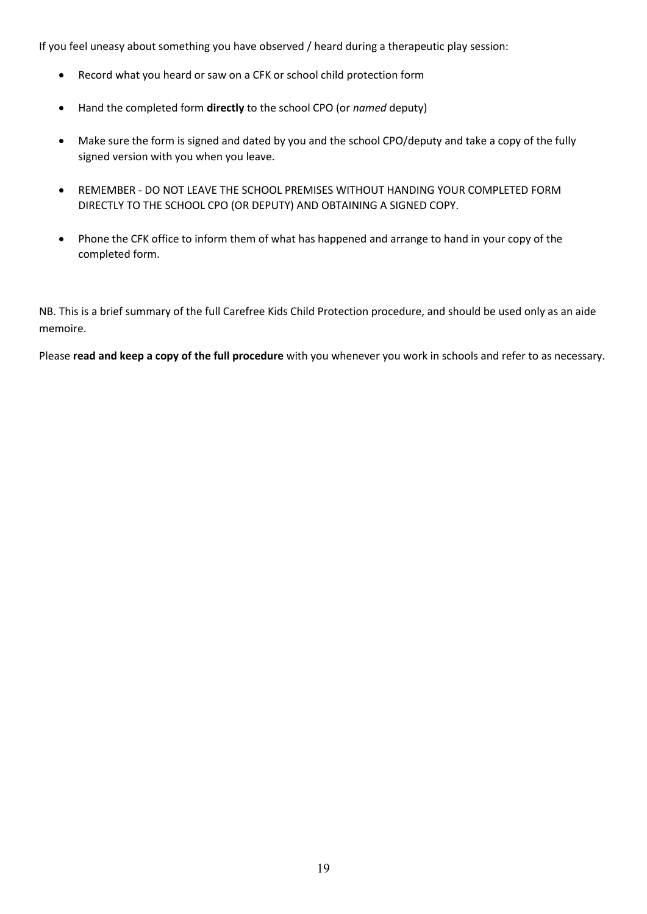If you feel uneasy about something you have observed / heard during a therapeutic play session:

- Record what you heard or saw on a CFK or school child protection form
- Hand the completed form **directly** to the school CPO (or *named* deputy)
- Make sure the form is signed and dated by you and the school CPO/deputy and take a copy of the fully signed version with you when you leave.
- REMEMBER - DO NOT LEAVE THE SCHOOL PREMISES WITHOUT HANDING YOUR COMPLETED FORM DIRECTLY TO THE SCHOOL CPO (OR DEPUTY) AND OBTAINING A SIGNED COPY.
- Phone the CFK office to inform them of what has happened and arrange to hand in your copy of the completed form.

NB. This is a brief summary of the full Carefree Kids Child Protection procedure, and should be used only as an aide memoire.

Please **read and keep a copy of the full procedure** with you whenever you work in schools and refer to as necessary.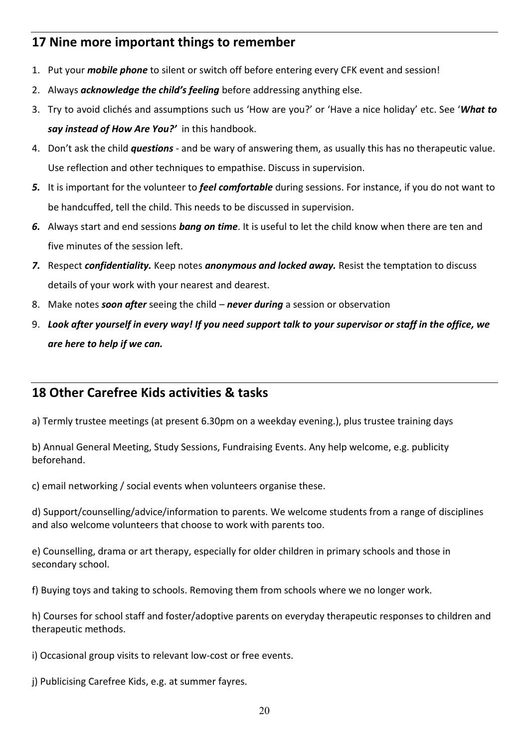## 17 Nine more important things to remember

1. Put your ***mobile phone*** to silent or switch off before entering every CFK event and session!
2. Always ***acknowledge the child's feeling*** before addressing anything else.
3. Try to avoid clichés and assumptions such us 'How are you?' or 'Have a nice holiday' etc. See '***What to say instead of How Are You?'*** in this handbook.
4. Don't ask the child ***questions*** - and be wary of answering them, as usually this has no therapeutic value. Use reflection and other techniques to empathise. Discuss in supervision.
5. It is important for the volunteer to ***feel comfortable*** during sessions. For instance, if you do not want to be handcuffed, tell the child. This needs to be discussed in supervision.
6. Always start and end sessions ***bang on time***. It is useful to let the child know when there are ten and five minutes of the session left.
7. Respect ***confidentiality.*** Keep notes ***anonymous and locked away.*** Resist the temptation to discuss details of your work with your nearest and dearest.
8. Make notes ***soon after*** seeing the child – ***never during*** a session or observation
9. ***Look after yourself in every way! If you need support talk to your supervisor or staff in the office, we are here to help if we can.***

## 18 Other Carefree Kids activities & tasks

a) Termly trustee meetings (at present 6.30pm on a weekday evening.), plus trustee training days

b) Annual General Meeting, Study Sessions, Fundraising Events. Any help welcome, e.g. publicity beforehand.

c) email networking / social events when volunteers organise these.

d) Support/counselling/advice/information to parents. We welcome students from a range of disciplines and also welcome volunteers that choose to work with parents too.

e) Counselling, drama or art therapy, especially for older children in primary schools and those in secondary school.

f) Buying toys and taking to schools. Removing them from schools where we no longer work.

h) Courses for school staff and foster/adoptive parents on everyday therapeutic responses to children and therapeutic methods.

i) Occasional group visits to relevant low-cost or free events.

j) Publicising Carefree Kids, e.g. at summer fayres.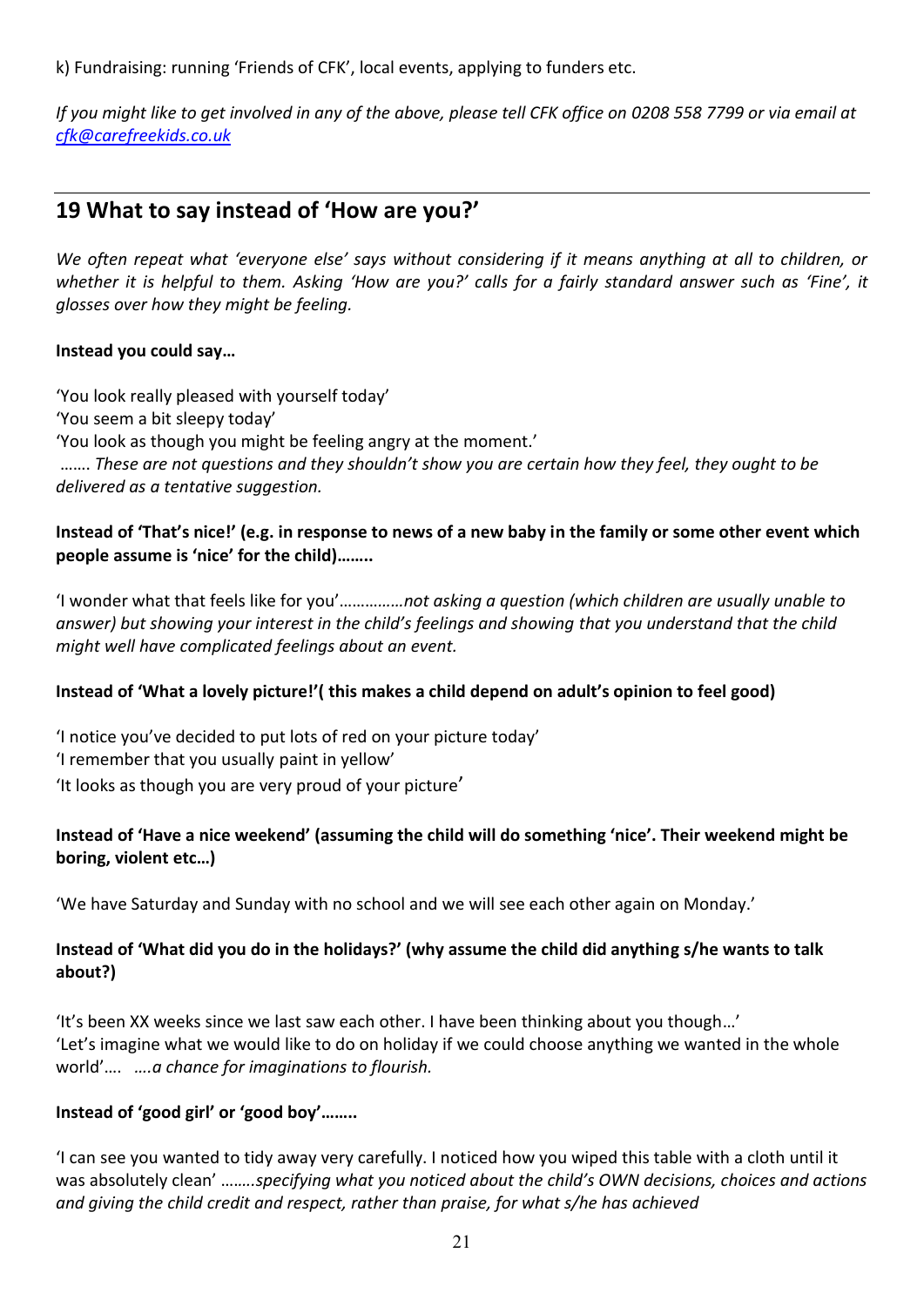k) Fundraising: running 'Friends of CFK', local events, applying to funders etc.

*If you might like to get involved in any of the above, please tell CFK office on 0208 558 7799 or via email at [cfk@carefreekids.co.uk](mailto:cfk@carefreekids.co.uk)*

## 19 What to say instead of 'How are you?'

*We often repeat what 'everyone else' says without considering if it means anything at all to children, or whether it is helpful to them. Asking 'How are you?' calls for a fairly standard answer such as 'Fine', it glosses over how they might be feeling.*

**Instead you could say…**

'You look really pleased with yourself today'
'You seem a bit sleepy today'
'You look as though you might be feeling angry at the moment.'
……. *These are not questions and they shouldn't show you are certain how they feel, they ought to be delivered as a tentative suggestion.*

**Instead of 'That's nice!' (e.g. in response to news of a new baby in the family or some other event which people assume is 'nice' for the child)……..**

'I wonder what that feels like for you'……………*not asking a question (which children are usually unable to answer) but showing your interest in the child's feelings and showing that you understand that the child might well have complicated feelings about an event.*

**Instead of 'What a lovely picture!'( this makes a child depend on adult's opinion to feel good)**

'I notice you've decided to put lots of red on your picture today'
'I remember that you usually paint in yellow'
'It looks as though you are very proud of your picture'

**Instead of 'Have a nice weekend' (assuming the child will do something 'nice'. Their weekend might be boring, violent etc…)**

'We have Saturday and Sunday with no school and we will see each other again on Monday.'

**Instead of 'What did you do in the holidays?' (why assume the child did anything s/he wants to talk about?)**

'It's been XX weeks since we last saw each other. I have been thinking about you though…'
'Let's imagine what we would like to do on holiday if we could choose anything we wanted in the whole world'…. *….a chance for imaginations to flourish.*

**Instead of 'good girl' or 'good boy'……..**

'I can see you wanted to tidy away very carefully. I noticed how you wiped this table with a cloth until it was absolutely clean' ……..*specifying what you noticed about the child's OWN decisions, choices and actions and giving the child credit and respect, rather than praise, for what s/he has achieved*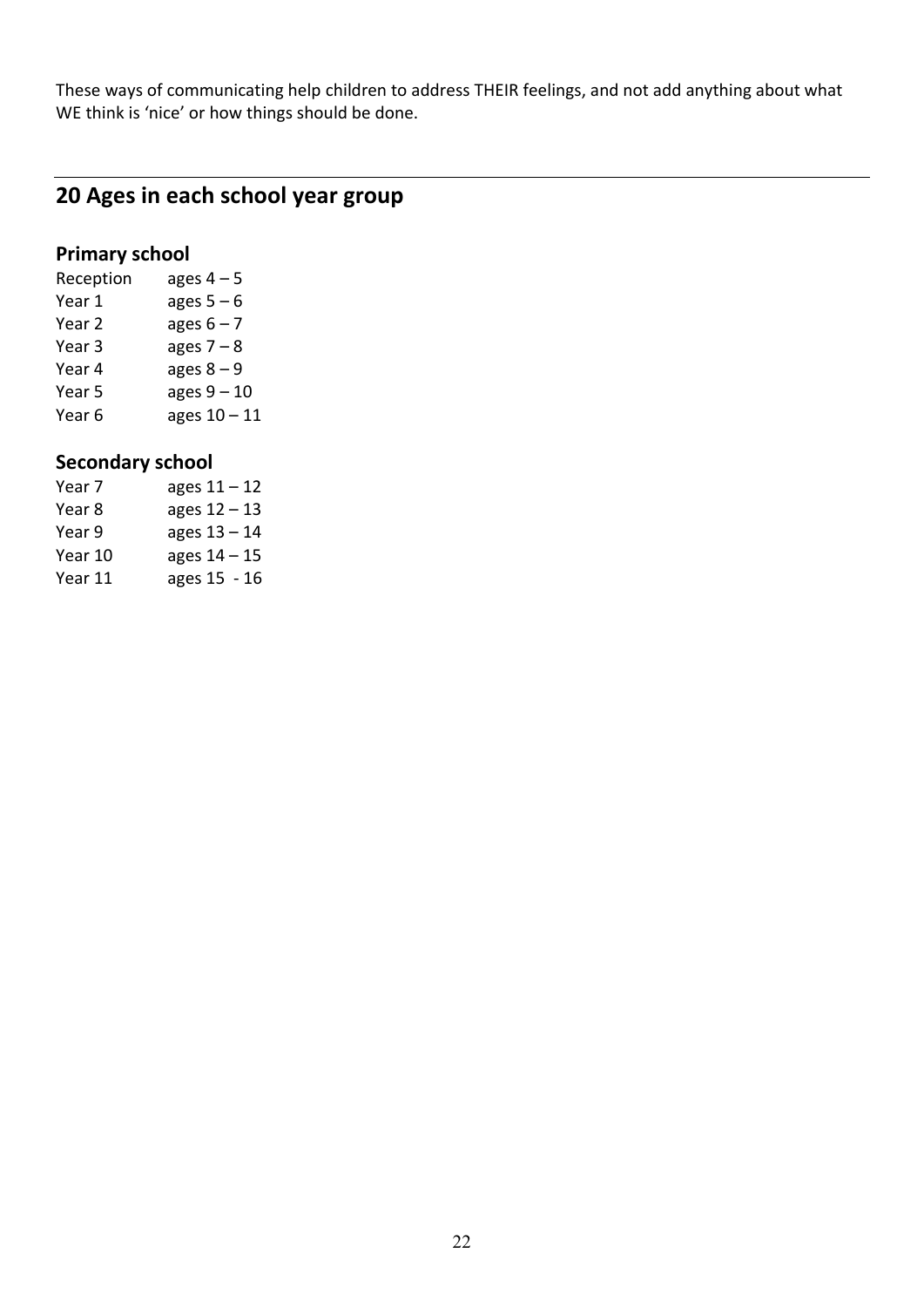These ways of communicating help children to address THEIR feelings, and not add anything about what WE think is 'nice' or how things should be done.

## 20 Ages in each school year group

### Primary school

| | |
|---|---|
| Reception | ages 4 – 5 |
| Year 1 | ages 5 – 6 |
| Year 2 | ages 6 – 7 |
| Year 3 | ages 7 – 8 |
| Year 4 | ages 8 – 9 |
| Year 5 | ages 9 – 10 |
| Year 6 | ages 10 – 11 |

### Secondary school

| | |
|---|---|
| Year 7 | ages 11 – 12 |
| Year 8 | ages 12 – 13 |
| Year 9 | ages 13 – 14 |
| Year 10 | ages 14 – 15 |
| Year 11 | ages 15 - 16 |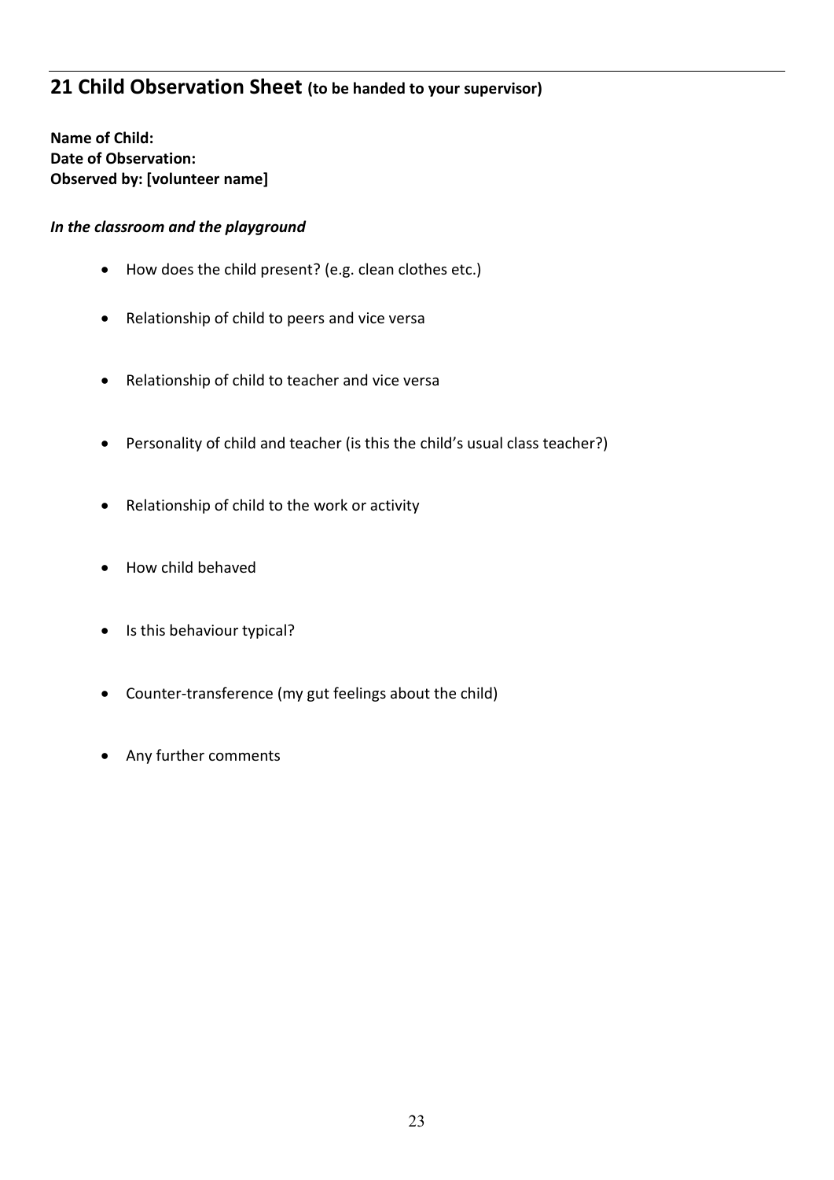## 21 Child Observation Sheet **(to be handed to your supervisor)**

**Name of Child:**
**Date of Observation:**
**Observed by: [volunteer name]**

***In the classroom and the playground***

- How does the child present? (e.g. clean clothes etc.)
- Relationship of child to peers and vice versa
- Relationship of child to teacher and vice versa
- Personality of child and teacher (is this the child's usual class teacher?)
- Relationship of child to the work or activity
- How child behaved
- Is this behaviour typical?
- Counter-transference (my gut feelings about the child)
- Any further comments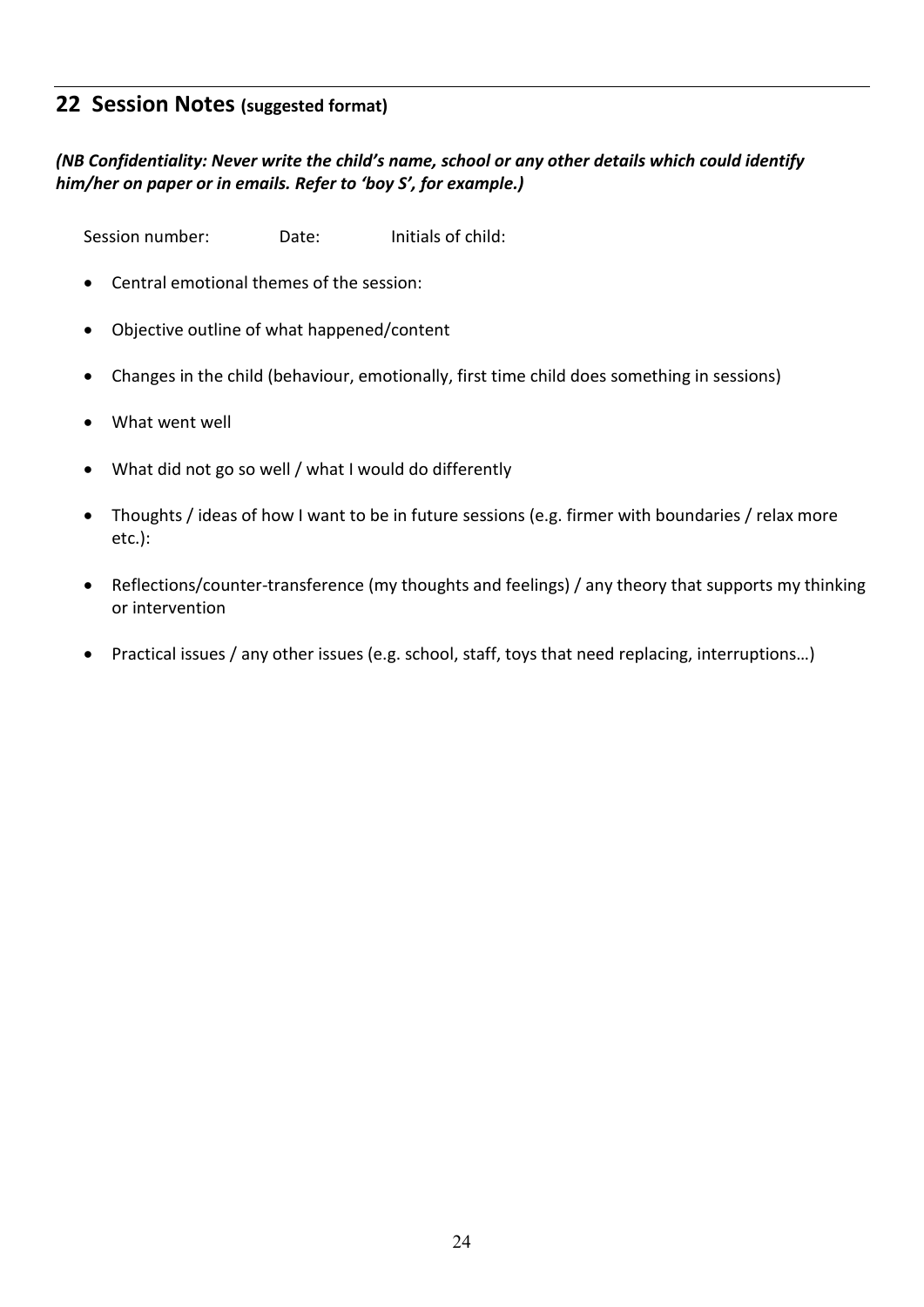## 22 Session Notes (suggested format)

***(NB Confidentiality: Never write the child's name, school or any other details which could identify him/her on paper or in emails. Refer to 'boy S', for example.)***

Session number: Date: Initials of child:

- Central emotional themes of the session:
- Objective outline of what happened/content
- Changes in the child (behaviour, emotionally, first time child does something in sessions)
- What went well
- What did not go so well / what I would do differently
- Thoughts / ideas of how I want to be in future sessions (e.g. firmer with boundaries / relax more etc.):
- Reflections/counter-transference (my thoughts and feelings) / any theory that supports my thinking or intervention
- Practical issues / any other issues (e.g. school, staff, toys that need replacing, interruptions…)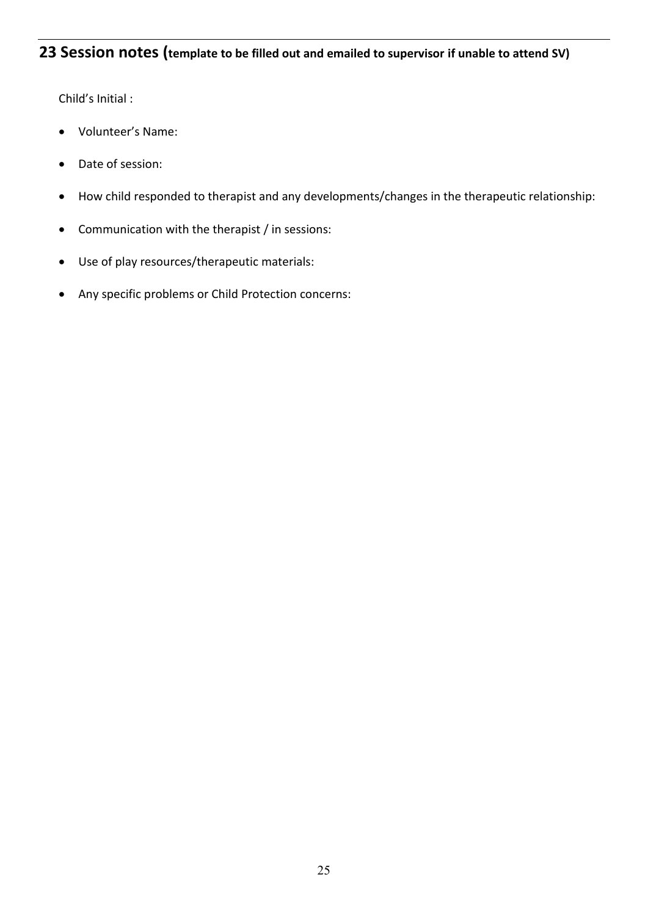## 23 Session notes (**template to be filled out and emailed to supervisor if unable to attend SV)**

Child's Initial :

- Volunteer's Name:
- Date of session:
- How child responded to therapist and any developments/changes in the therapeutic relationship:
- Communication with the therapist / in sessions:
- Use of play resources/therapeutic materials:
- Any specific problems or Child Protection concerns: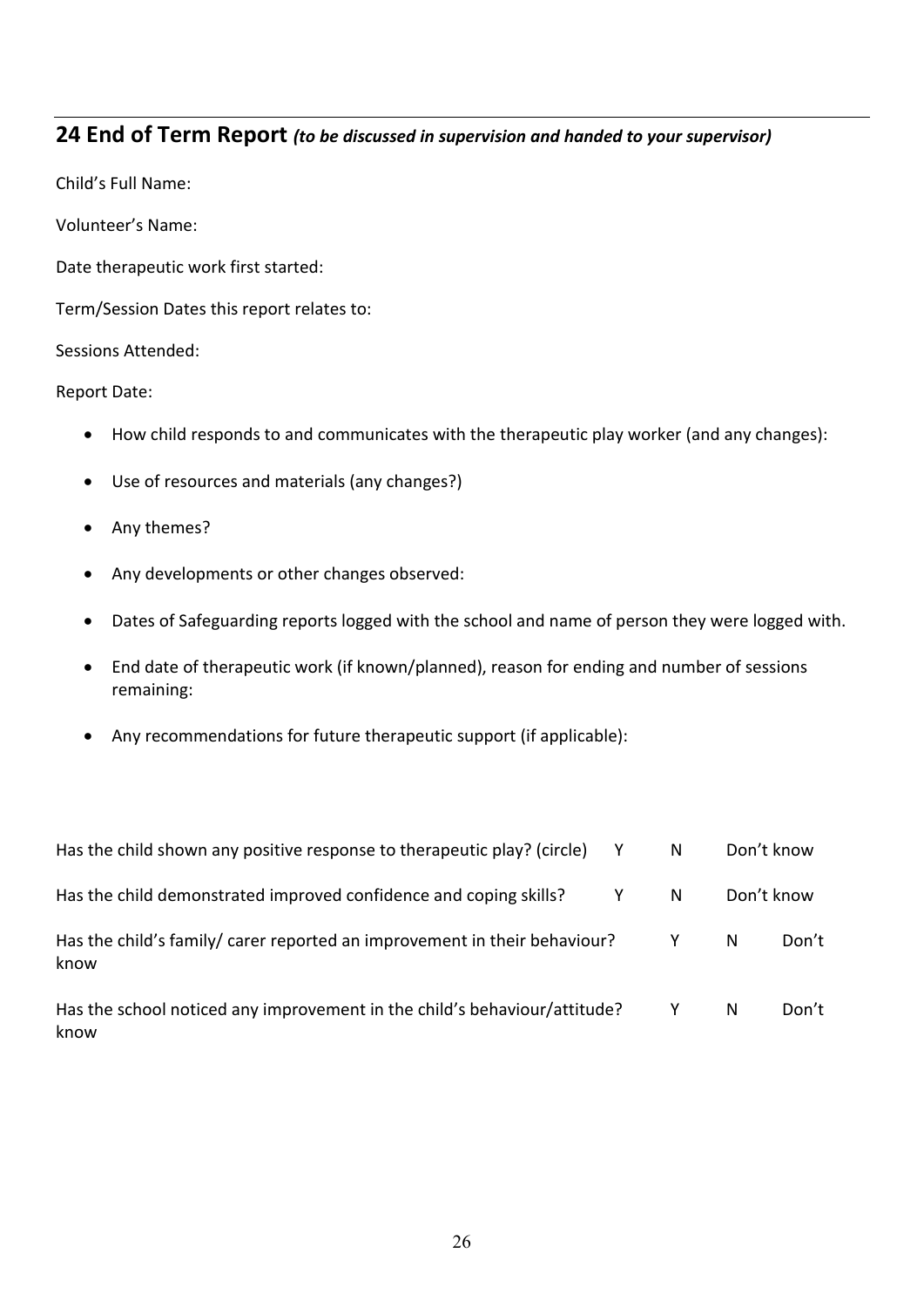## 24 End of Term Report *(to be discussed in supervision and handed to your supervisor)*

Child's Full Name:

Volunteer's Name:

Date therapeutic work first started:

Term/Session Dates this report relates to:

Sessions Attended:

Report Date:

- How child responds to and communicates with the therapeutic play worker (and any changes):
- Use of resources and materials (any changes?)
- Any themes?
- Any developments or other changes observed:
- Dates of Safeguarding reports logged with the school and name of person they were logged with.
- End date of therapeutic work (if known/planned), reason for ending and number of sessions remaining:
- Any recommendations for future therapeutic support (if applicable):

| | | | |
|---|---|---|---|
| Has the child shown any positive response to therapeutic play? (circle) | Y | N | Don't know |
| Has the child demonstrated improved confidence and coping skills? | Y | N | Don't know |
| Has the child's family/ carer reported an improvement in their behaviour? | Y | N | Don't know |
| Has the school noticed any improvement in the child's behaviour/attitude? | Y | N | Don't know |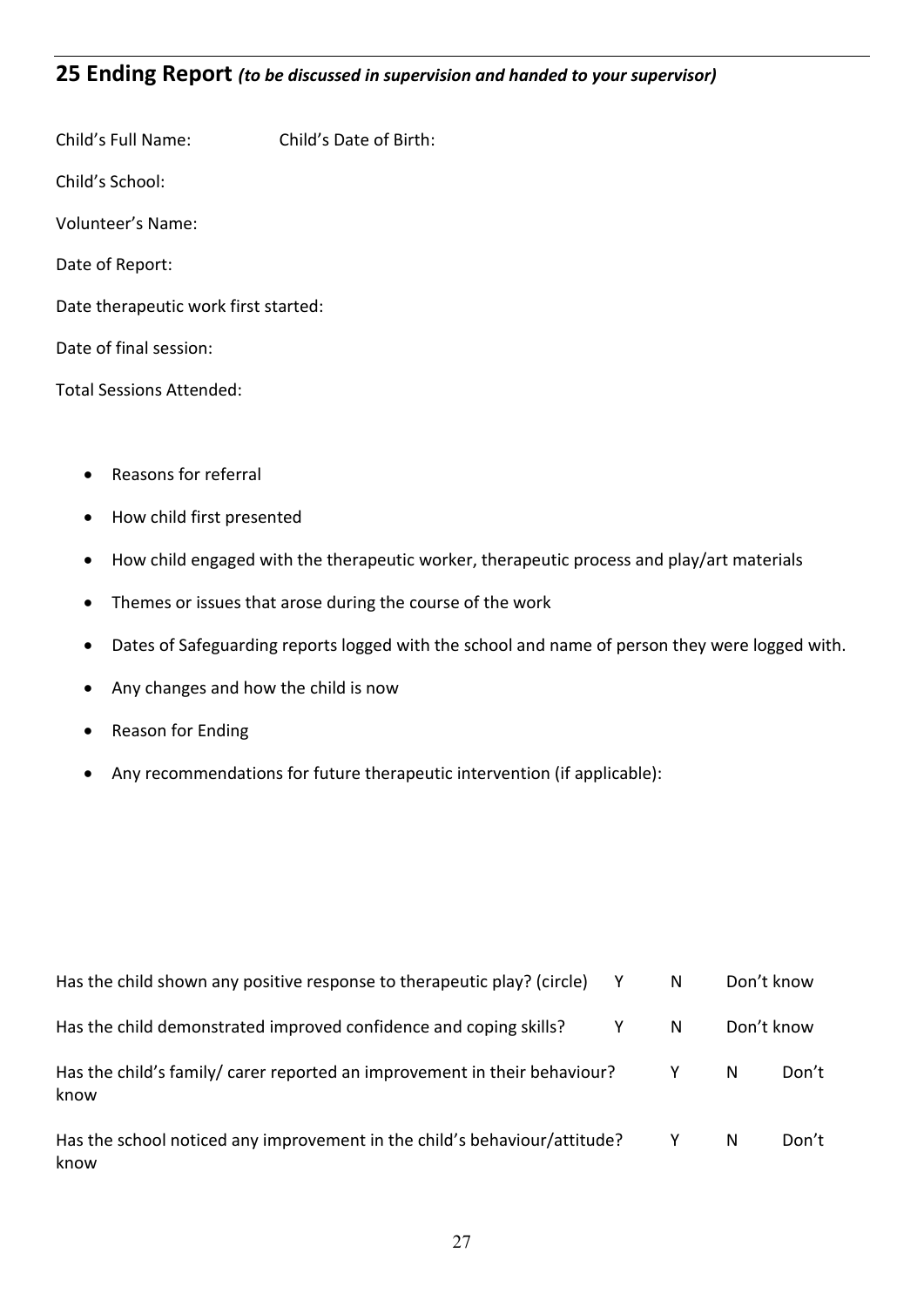## 25 Ending Report *(to be discussed in supervision and handed to your supervisor)*

Child's Full Name: Child's Date of Birth:

Child's School:

Volunteer's Name:

Date of Report:

Date therapeutic work first started:

Date of final session:

Total Sessions Attended:

- Reasons for referral
- How child first presented
- How child engaged with the therapeutic worker, therapeutic process and play/art materials
- Themes or issues that arose during the course of the work
- Dates of Safeguarding reports logged with the school and name of person they were logged with.
- Any changes and how the child is now
- Reason for Ending
- Any recommendations for future therapeutic intervention (if applicable):

Has the child shown any positive response to therapeutic play? (circle) Y N Don't know

Has the child demonstrated improved confidence and coping skills? Y N Don't know

Has the child's family/ carer reported an improvement in their behaviour? Y N Don't know

Has the school noticed any improvement in the child's behaviour/attitude? Y N Don't know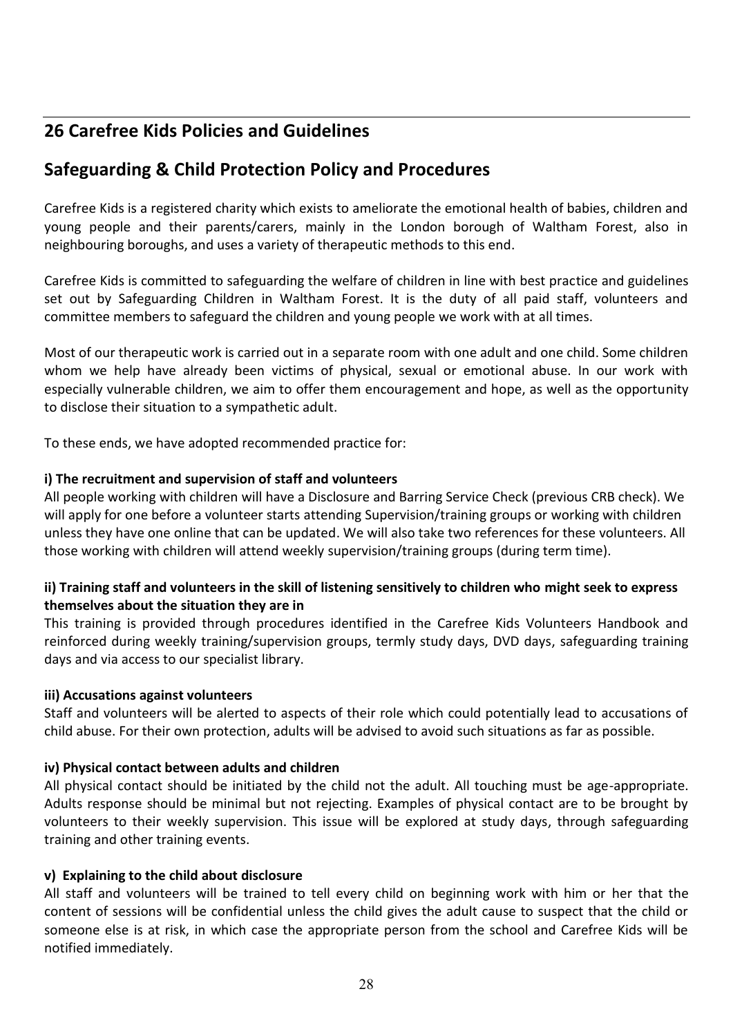## 26 Carefree Kids Policies and Guidelines

## Safeguarding & Child Protection Policy and Procedures

Carefree Kids is a registered charity which exists to ameliorate the emotional health of babies, children and young people and their parents/carers, mainly in the London borough of Waltham Forest, also in neighbouring boroughs, and uses a variety of therapeutic methods to this end.

Carefree Kids is committed to safeguarding the welfare of children in line with best practice and guidelines set out by Safeguarding Children in Waltham Forest. It is the duty of all paid staff, volunteers and committee members to safeguard the children and young people we work with at all times.

Most of our therapeutic work is carried out in a separate room with one adult and one child. Some children whom we help have already been victims of physical, sexual or emotional abuse. In our work with especially vulnerable children, we aim to offer them encouragement and hope, as well as the opportunity to disclose their situation to a sympathetic adult.

To these ends, we have adopted recommended practice for:

**i) The recruitment and supervision of staff and volunteers**

All people working with children will have a Disclosure and Barring Service Check (previous CRB check). We will apply for one before a volunteer starts attending Supervision/training groups or working with children unless they have one online that can be updated. We will also take two references for these volunteers. All those working with children will attend weekly supervision/training groups (during term time).

**ii) Training staff and volunteers in the skill of listening sensitively to children who might seek to express themselves about the situation they are in**

This training is provided through procedures identified in the Carefree Kids Volunteers Handbook and reinforced during weekly training/supervision groups, termly study days, DVD days, safeguarding training days and via access to our specialist library.

**iii) Accusations against volunteers**

Staff and volunteers will be alerted to aspects of their role which could potentially lead to accusations of child abuse. For their own protection, adults will be advised to avoid such situations as far as possible.

**iv) Physical contact between adults and children**

All physical contact should be initiated by the child not the adult. All touching must be age-appropriate. Adults response should be minimal but not rejecting. Examples of physical contact are to be brought by volunteers to their weekly supervision. This issue will be explored at study days, through safeguarding training and other training events.

**v) Explaining to the child about disclosure**

All staff and volunteers will be trained to tell every child on beginning work with him or her that the content of sessions will be confidential unless the child gives the adult cause to suspect that the child or someone else is at risk, in which case the appropriate person from the school and Carefree Kids will be notified immediately.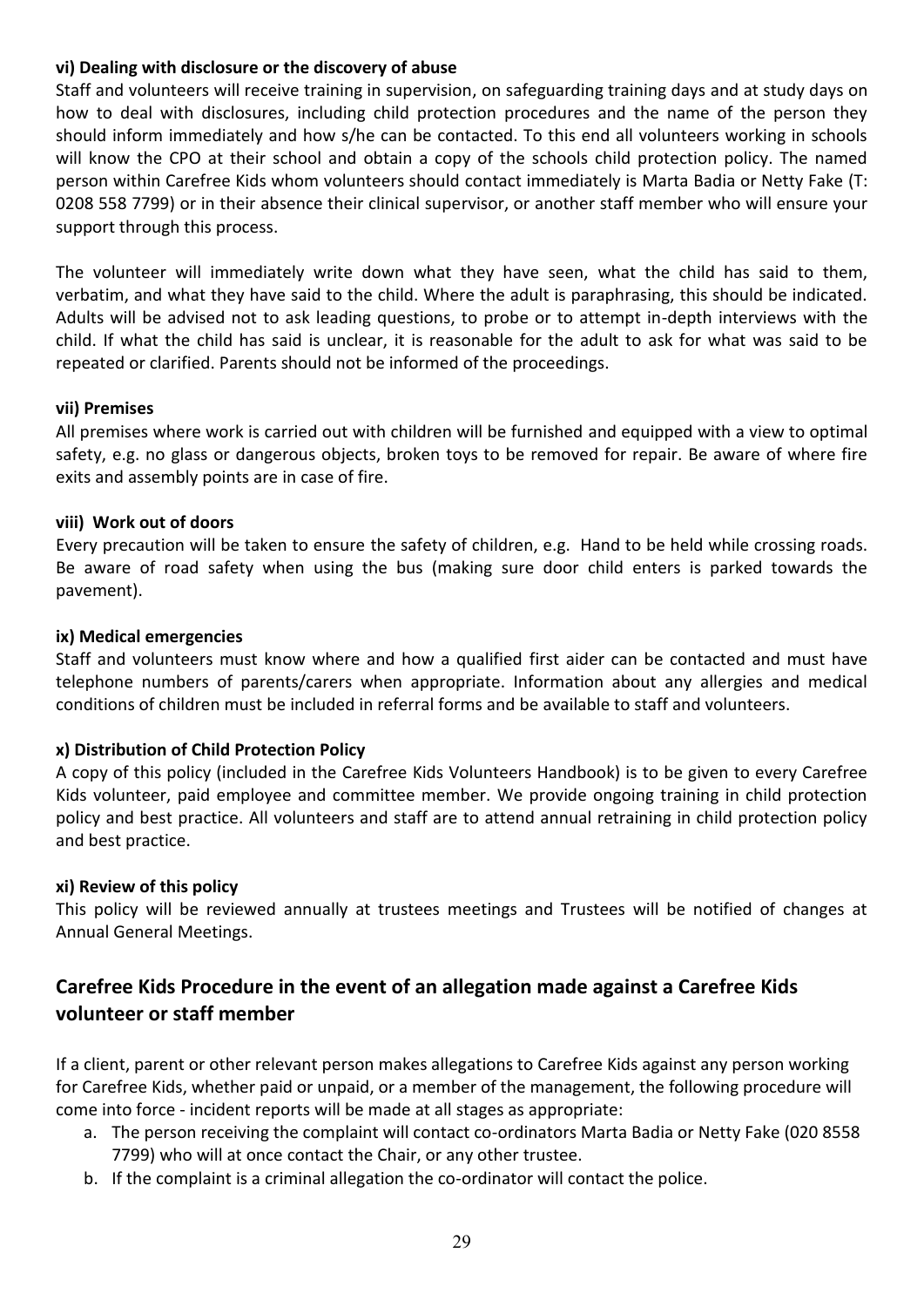**vi) Dealing with disclosure or the discovery of abuse**

Staff and volunteers will receive training in supervision, on safeguarding training days and at study days on how to deal with disclosures, including child protection procedures and the name of the person they should inform immediately and how s/he can be contacted. To this end all volunteers working in schools will know the CPO at their school and obtain a copy of the schools child protection policy. The named person within Carefree Kids whom volunteers should contact immediately is Marta Badia or Netty Fake (T: 0208 558 7799) or in their absence their clinical supervisor, or another staff member who will ensure your support through this process.

The volunteer will immediately write down what they have seen, what the child has said to them, verbatim, and what they have said to the child. Where the adult is paraphrasing, this should be indicated. Adults will be advised not to ask leading questions, to probe or to attempt in-depth interviews with the child. If what the child has said is unclear, it is reasonable for the adult to ask for what was said to be repeated or clarified. Parents should not be informed of the proceedings.

**vii) Premises**

All premises where work is carried out with children will be furnished and equipped with a view to optimal safety, e.g. no glass or dangerous objects, broken toys to be removed for repair. Be aware of where fire exits and assembly points are in case of fire.

**viii) Work out of doors**

Every precaution will be taken to ensure the safety of children, e.g. Hand to be held while crossing roads. Be aware of road safety when using the bus (making sure door child enters is parked towards the pavement).

**ix) Medical emergencies**

Staff and volunteers must know where and how a qualified first aider can be contacted and must have telephone numbers of parents/carers when appropriate. Information about any allergies and medical conditions of children must be included in referral forms and be available to staff and volunteers.

**x) Distribution of Child Protection Policy**

A copy of this policy (included in the Carefree Kids Volunteers Handbook) is to be given to every Carefree Kids volunteer, paid employee and committee member. We provide ongoing training in child protection policy and best practice. All volunteers and staff are to attend annual retraining in child protection policy and best practice.

**xi) Review of this policy**

This policy will be reviewed annually at trustees meetings and Trustees will be notified of changes at Annual General Meetings.

## Carefree Kids Procedure in the event of an allegation made against a Carefree Kids volunteer or staff member

If a client, parent or other relevant person makes allegations to Carefree Kids against any person working for Carefree Kids, whether paid or unpaid, or a member of the management, the following procedure will come into force - incident reports will be made at all stages as appropriate:

a. The person receiving the complaint will contact co-ordinators Marta Badia or Netty Fake (020 8558 7799) who will at once contact the Chair, or any other trustee.
b. If the complaint is a criminal allegation the co-ordinator will contact the police.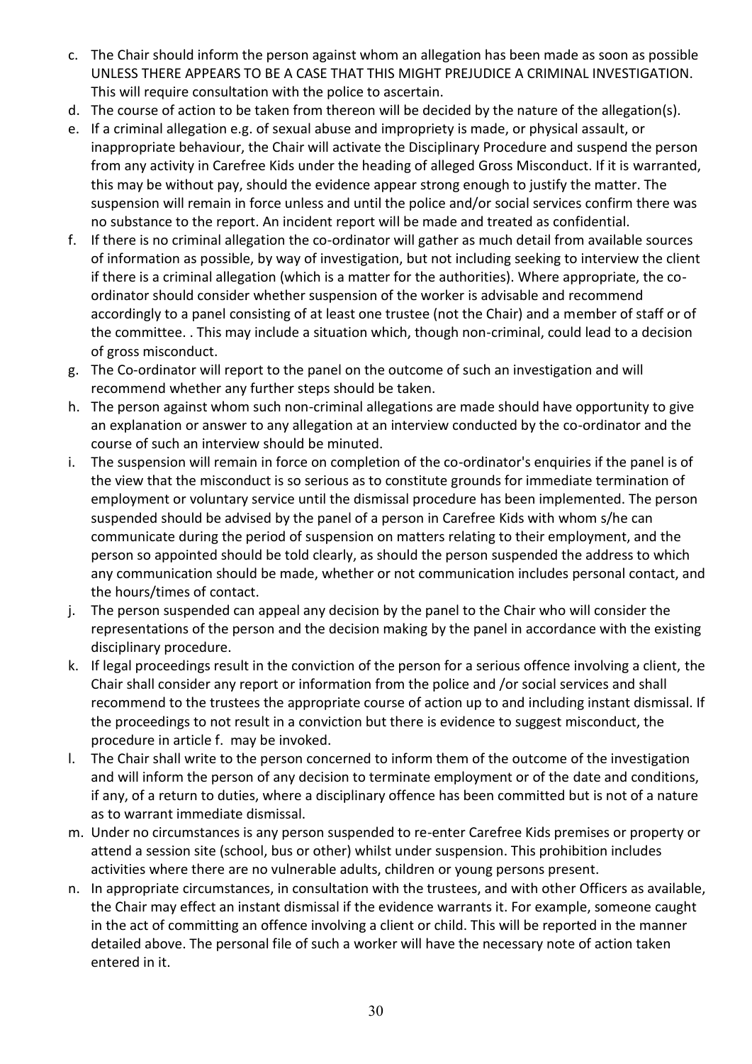c. The Chair should inform the person against whom an allegation has been made as soon as possible UNLESS THERE APPEARS TO BE A CASE THAT THIS MIGHT PREJUDICE A CRIMINAL INVESTIGATION. This will require consultation with the police to ascertain.
d. The course of action to be taken from thereon will be decided by the nature of the allegation(s).
e. If a criminal allegation e.g. of sexual abuse and impropriety is made, or physical assault, or inappropriate behaviour, the Chair will activate the Disciplinary Procedure and suspend the person from any activity in Carefree Kids under the heading of alleged Gross Misconduct. If it is warranted, this may be without pay, should the evidence appear strong enough to justify the matter. The suspension will remain in force unless and until the police and/or social services confirm there was no substance to the report. An incident report will be made and treated as confidential.
f. If there is no criminal allegation the co-ordinator will gather as much detail from available sources of information as possible, by way of investigation, but not including seeking to interview the client if there is a criminal allegation (which is a matter for the authorities). Where appropriate, the co-ordinator should consider whether suspension of the worker is advisable and recommend accordingly to a panel consisting of at least one trustee (not the Chair) and a member of staff or of the committee. . This may include a situation which, though non-criminal, could lead to a decision of gross misconduct.
g. The Co-ordinator will report to the panel on the outcome of such an investigation and will recommend whether any further steps should be taken.
h. The person against whom such non-criminal allegations are made should have opportunity to give an explanation or answer to any allegation at an interview conducted by the co-ordinator and the course of such an interview should be minuted.
i. The suspension will remain in force on completion of the co-ordinator's enquiries if the panel is of the view that the misconduct is so serious as to constitute grounds for immediate termination of employment or voluntary service until the dismissal procedure has been implemented. The person suspended should be advised by the panel of a person in Carefree Kids with whom s/he can communicate during the period of suspension on matters relating to their employment, and the person so appointed should be told clearly, as should the person suspended the address to which any communication should be made, whether or not communication includes personal contact, and the hours/times of contact.
j. The person suspended can appeal any decision by the panel to the Chair who will consider the representations of the person and the decision making by the panel in accordance with the existing disciplinary procedure.
k. If legal proceedings result in the conviction of the person for a serious offence involving a client, the Chair shall consider any report or information from the police and /or social services and shall recommend to the trustees the appropriate course of action up to and including instant dismissal. If the proceedings to not result in a conviction but there is evidence to suggest misconduct, the procedure in article f. may be invoked.
l. The Chair shall write to the person concerned to inform them of the outcome of the investigation and will inform the person of any decision to terminate employment or of the date and conditions, if any, of a return to duties, where a disciplinary offence has been committed but is not of a nature as to warrant immediate dismissal.
m. Under no circumstances is any person suspended to re-enter Carefree Kids premises or property or attend a session site (school, bus or other) whilst under suspension. This prohibition includes activities where there are no vulnerable adults, children or young persons present.
n. In appropriate circumstances, in consultation with the trustees, and with other Officers as available, the Chair may effect an instant dismissal if the evidence warrants it. For example, someone caught in the act of committing an offence involving a client or child. This will be reported in the manner detailed above. The personal file of such a worker will have the necessary note of action taken entered in it.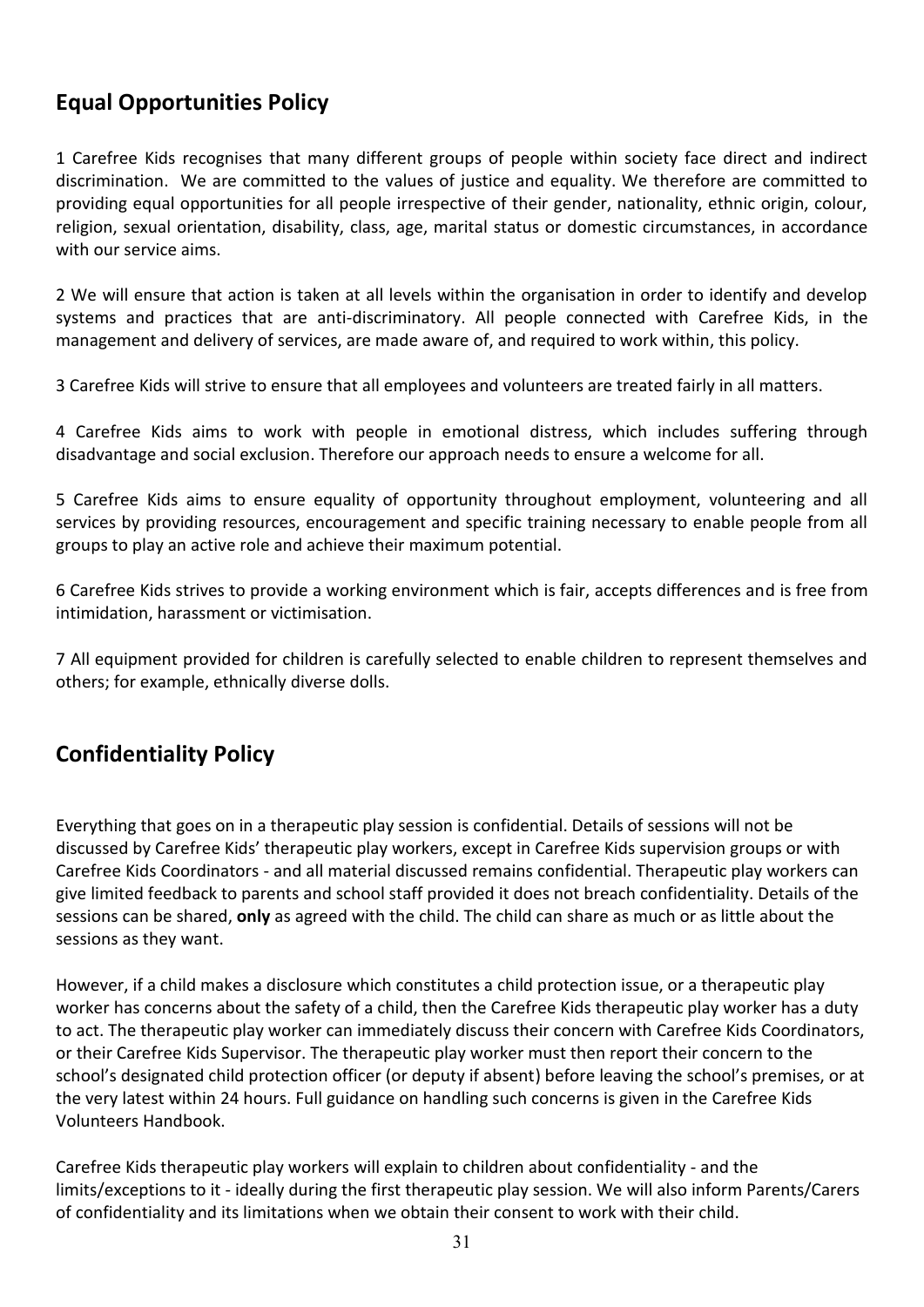## Equal Opportunities Policy

1 Carefree Kids recognises that many different groups of people within society face direct and indirect discrimination. We are committed to the values of justice and equality. We therefore are committed to providing equal opportunities for all people irrespective of their gender, nationality, ethnic origin, colour, religion, sexual orientation, disability, class, age, marital status or domestic circumstances, in accordance with our service aims.

2 We will ensure that action is taken at all levels within the organisation in order to identify and develop systems and practices that are anti-discriminatory. All people connected with Carefree Kids, in the management and delivery of services, are made aware of, and required to work within, this policy.

3 Carefree Kids will strive to ensure that all employees and volunteers are treated fairly in all matters.

4 Carefree Kids aims to work with people in emotional distress, which includes suffering through disadvantage and social exclusion. Therefore our approach needs to ensure a welcome for all.

5 Carefree Kids aims to ensure equality of opportunity throughout employment, volunteering and all services by providing resources, encouragement and specific training necessary to enable people from all groups to play an active role and achieve their maximum potential.

6 Carefree Kids strives to provide a working environment which is fair, accepts differences and is free from intimidation, harassment or victimisation.

7 All equipment provided for children is carefully selected to enable children to represent themselves and others; for example, ethnically diverse dolls.

## Confidentiality Policy

Everything that goes on in a therapeutic play session is confidential. Details of sessions will not be discussed by Carefree Kids' therapeutic play workers, except in Carefree Kids supervision groups or with Carefree Kids Coordinators - and all material discussed remains confidential. Therapeutic play workers can give limited feedback to parents and school staff provided it does not breach confidentiality. Details of the sessions can be shared, **only** as agreed with the child. The child can share as much or as little about the sessions as they want.

However, if a child makes a disclosure which constitutes a child protection issue, or a therapeutic play worker has concerns about the safety of a child, then the Carefree Kids therapeutic play worker has a duty to act. The therapeutic play worker can immediately discuss their concern with Carefree Kids Coordinators, or their Carefree Kids Supervisor. The therapeutic play worker must then report their concern to the school's designated child protection officer (or deputy if absent) before leaving the school's premises, or at the very latest within 24 hours. Full guidance on handling such concerns is given in the Carefree Kids Volunteers Handbook.

Carefree Kids therapeutic play workers will explain to children about confidentiality - and the limits/exceptions to it - ideally during the first therapeutic play session. We will also inform Parents/Carers of confidentiality and its limitations when we obtain their consent to work with their child.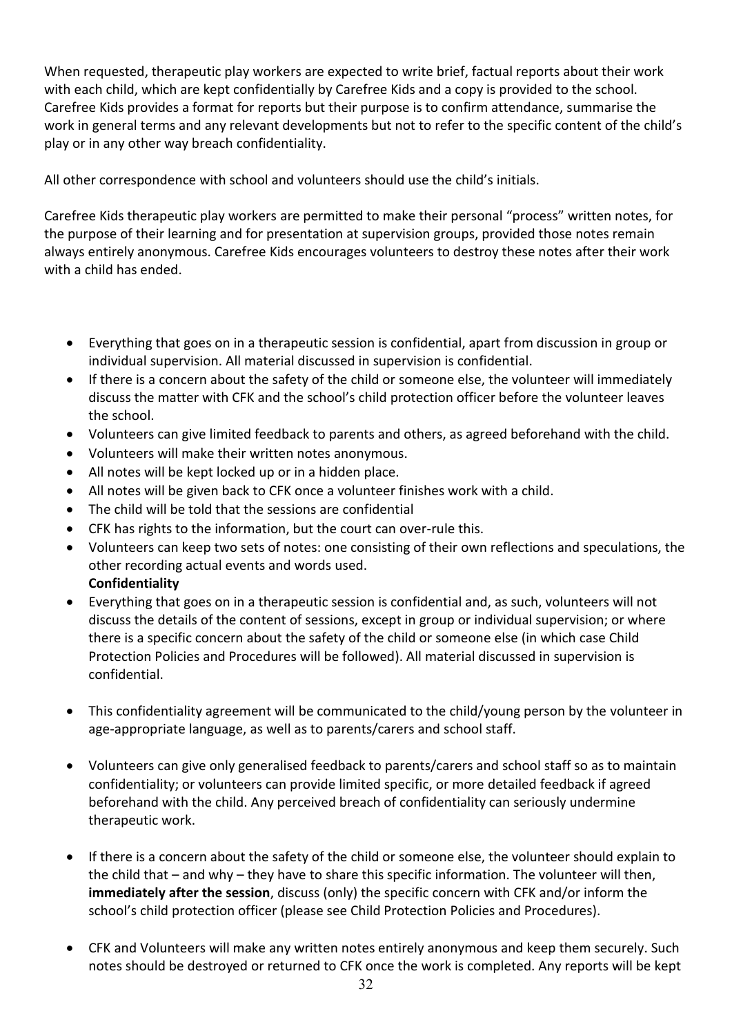When requested, therapeutic play workers are expected to write brief, factual reports about their work with each child, which are kept confidentially by Carefree Kids and a copy is provided to the school. Carefree Kids provides a format for reports but their purpose is to confirm attendance, summarise the work in general terms and any relevant developments but not to refer to the specific content of the child's play or in any other way breach confidentiality.

All other correspondence with school and volunteers should use the child's initials.

Carefree Kids therapeutic play workers are permitted to make their personal "process" written notes, for the purpose of their learning and for presentation at supervision groups, provided those notes remain always entirely anonymous. Carefree Kids encourages volunteers to destroy these notes after their work with a child has ended.

- Everything that goes on in a therapeutic session is confidential, apart from discussion in group or individual supervision. All material discussed in supervision is confidential.
- If there is a concern about the safety of the child or someone else, the volunteer will immediately discuss the matter with CFK and the school's child protection officer before the volunteer leaves the school.
- Volunteers can give limited feedback to parents and others, as agreed beforehand with the child.
- Volunteers will make their written notes anonymous.
- All notes will be kept locked up or in a hidden place.
- All notes will be given back to CFK once a volunteer finishes work with a child.
- The child will be told that the sessions are confidential
- CFK has rights to the information, but the court can over-rule this.
- Volunteers can keep two sets of notes: one consisting of their own reflections and speculations, the other recording actual events and words used.

**Confidentiality**

- Everything that goes on in a therapeutic session is confidential and, as such, volunteers will not discuss the details of the content of sessions, except in group or individual supervision; or where there is a specific concern about the safety of the child or someone else (in which case Child Protection Policies and Procedures will be followed). All material discussed in supervision is confidential.

- This confidentiality agreement will be communicated to the child/young person by the volunteer in age-appropriate language, as well as to parents/carers and school staff.

- Volunteers can give only generalised feedback to parents/carers and school staff so as to maintain confidentiality; or volunteers can provide limited specific, or more detailed feedback if agreed beforehand with the child. Any perceived breach of confidentiality can seriously undermine therapeutic work.

- If there is a concern about the safety of the child or someone else, the volunteer should explain to the child that – and why – they have to share this specific information. The volunteer will then, **immediately after the session**, discuss (only) the specific concern with CFK and/or inform the school's child protection officer (please see Child Protection Policies and Procedures).

- CFK and Volunteers will make any written notes entirely anonymous and keep them securely. Such notes should be destroyed or returned to CFK once the work is completed. Any reports will be kept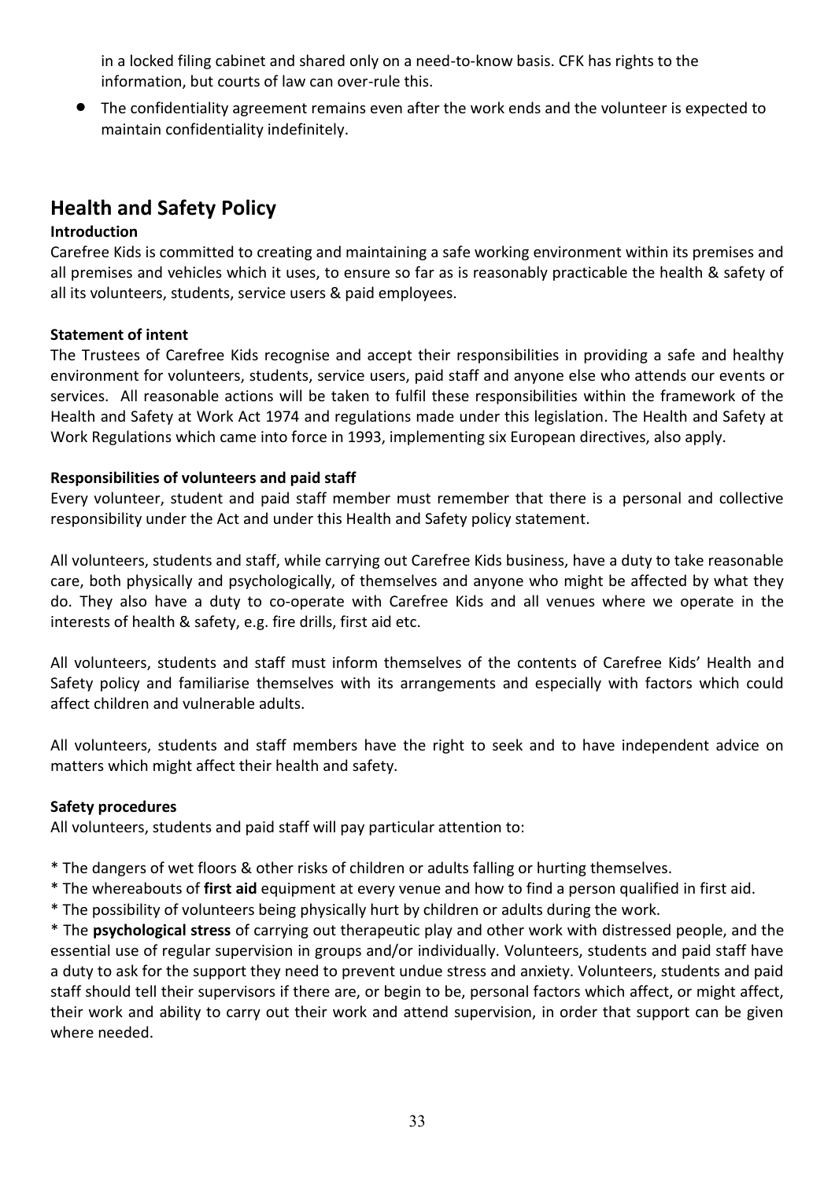in a locked filing cabinet and shared only on a need-to-know basis. CFK has rights to the information, but courts of law can over-rule this.

- The confidentiality agreement remains even after the work ends and the volunteer is expected to maintain confidentiality indefinitely.

## Health and Safety Policy

**Introduction**

Carefree Kids is committed to creating and maintaining a safe working environment within its premises and all premises and vehicles which it uses, to ensure so far as is reasonably practicable the health & safety of all its volunteers, students, service users & paid employees.

**Statement of intent**

The Trustees of Carefree Kids recognise and accept their responsibilities in providing a safe and healthy environment for volunteers, students, service users, paid staff and anyone else who attends our events or services. All reasonable actions will be taken to fulfil these responsibilities within the framework of the Health and Safety at Work Act 1974 and regulations made under this legislation. The Health and Safety at Work Regulations which came into force in 1993, implementing six European directives, also apply.

**Responsibilities of volunteers and paid staff**

Every volunteer, student and paid staff member must remember that there is a personal and collective responsibility under the Act and under this Health and Safety policy statement.

All volunteers, students and staff, while carrying out Carefree Kids business, have a duty to take reasonable care, both physically and psychologically, of themselves and anyone who might be affected by what they do. They also have a duty to co-operate with Carefree Kids and all venues where we operate in the interests of health & safety, e.g. fire drills, first aid etc.

All volunteers, students and staff must inform themselves of the contents of Carefree Kids' Health and Safety policy and familiarise themselves with its arrangements and especially with factors which could affect children and vulnerable adults.

All volunteers, students and staff members have the right to seek and to have independent advice on matters which might affect their health and safety.

**Safety procedures**

All volunteers, students and paid staff will pay particular attention to:

* The dangers of wet floors & other risks of children or adults falling or hurting themselves.
* The whereabouts of **first aid** equipment at every venue and how to find a person qualified in first aid.
* The possibility of volunteers being physically hurt by children or adults during the work.
* The **psychological stress** of carrying out therapeutic play and other work with distressed people, and the essential use of regular supervision in groups and/or individually. Volunteers, students and paid staff have a duty to ask for the support they need to prevent undue stress and anxiety. Volunteers, students and paid staff should tell their supervisors if there are, or begin to be, personal factors which affect, or might affect, their work and ability to carry out their work and attend supervision, in order that support can be given where needed.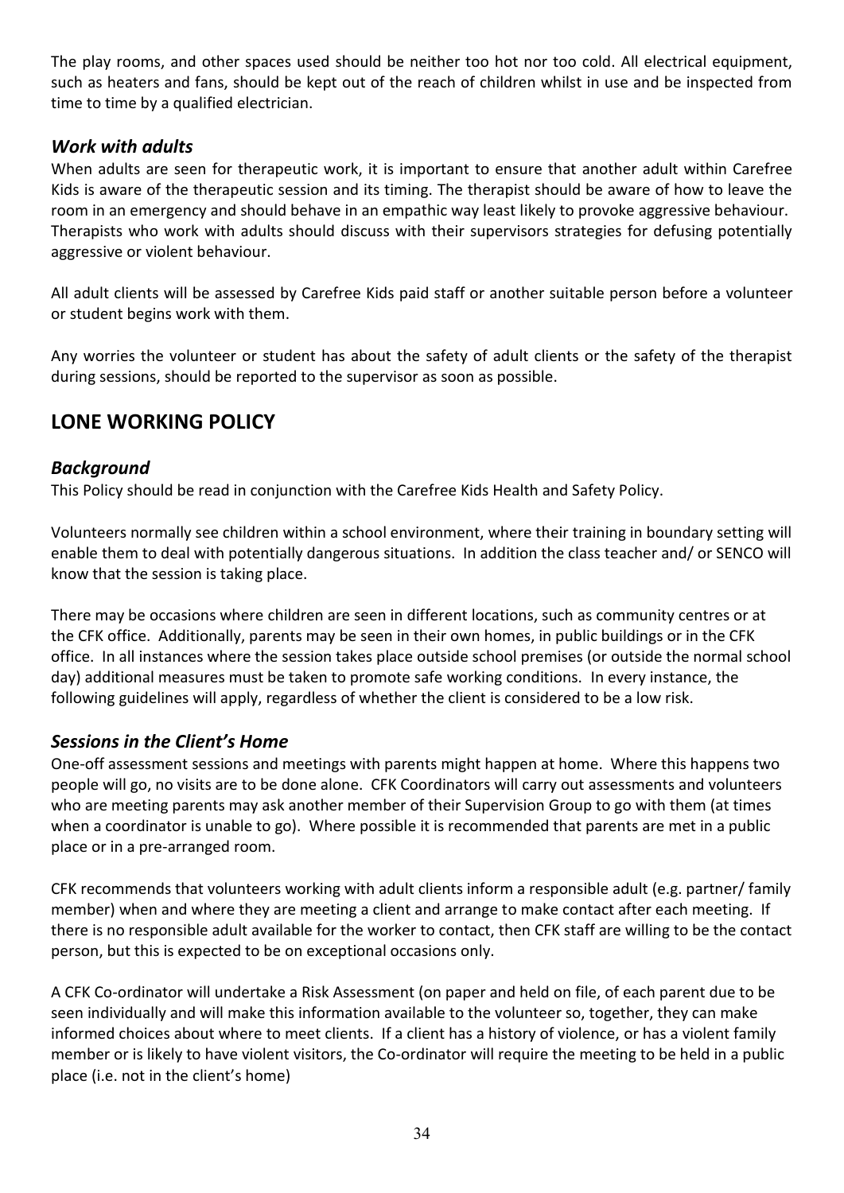The play rooms, and other spaces used should be neither too hot nor too cold. All electrical equipment, such as heaters and fans, should be kept out of the reach of children whilst in use and be inspected from time to time by a qualified electrician.

### *Work with adults*

When adults are seen for therapeutic work, it is important to ensure that another adult within Carefree Kids is aware of the therapeutic session and its timing. The therapist should be aware of how to leave the room in an emergency and should behave in an empathic way least likely to provoke aggressive behaviour. Therapists who work with adults should discuss with their supervisors strategies for defusing potentially aggressive or violent behaviour.

All adult clients will be assessed by Carefree Kids paid staff or another suitable person before a volunteer or student begins work with them.

Any worries the volunteer or student has about the safety of adult clients or the safety of the therapist during sessions, should be reported to the supervisor as soon as possible.

## LONE WORKING POLICY

### *Background*

This Policy should be read in conjunction with the Carefree Kids Health and Safety Policy.

Volunteers normally see children within a school environment, where their training in boundary setting will enable them to deal with potentially dangerous situations. In addition the class teacher and/ or SENCO will know that the session is taking place.

There may be occasions where children are seen in different locations, such as community centres or at the CFK office. Additionally, parents may be seen in their own homes, in public buildings or in the CFK office. In all instances where the session takes place outside school premises (or outside the normal school day) additional measures must be taken to promote safe working conditions. In every instance, the following guidelines will apply, regardless of whether the client is considered to be a low risk.

### *Sessions in the Client's Home*

One-off assessment sessions and meetings with parents might happen at home. Where this happens two people will go, no visits are to be done alone. CFK Coordinators will carry out assessments and volunteers who are meeting parents may ask another member of their Supervision Group to go with them (at times when a coordinator is unable to go). Where possible it is recommended that parents are met in a public place or in a pre-arranged room.

CFK recommends that volunteers working with adult clients inform a responsible adult (e.g. partner/ family member) when and where they are meeting a client and arrange to make contact after each meeting. If there is no responsible adult available for the worker to contact, then CFK staff are willing to be the contact person, but this is expected to be on exceptional occasions only.

A CFK Co-ordinator will undertake a Risk Assessment (on paper and held on file, of each parent due to be seen individually and will make this information available to the volunteer so, together, they can make informed choices about where to meet clients. If a client has a history of violence, or has a violent family member or is likely to have violent visitors, the Co-ordinator will require the meeting to be held in a public place (i.e. not in the client's home)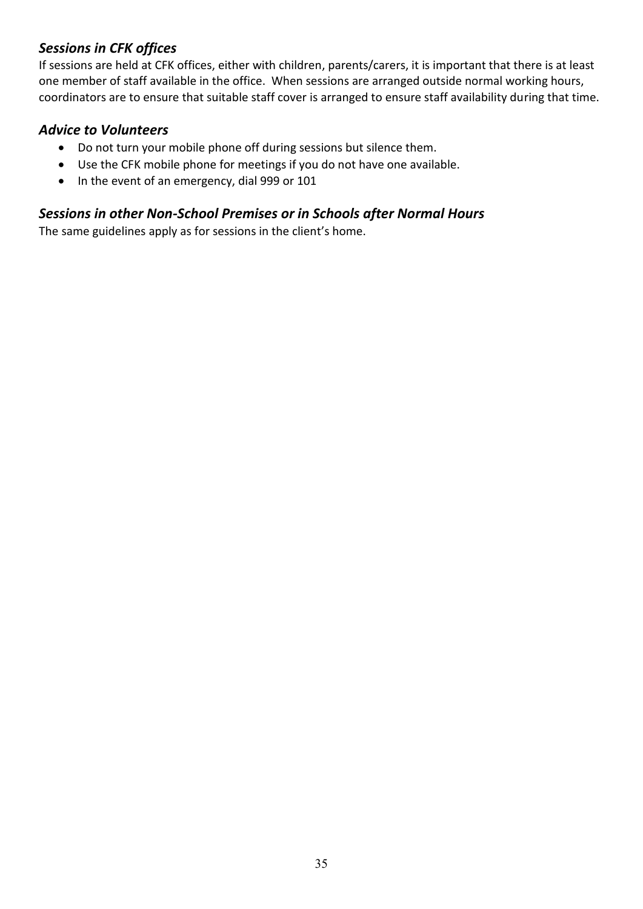### *Sessions in CFK offices*

If sessions are held at CFK offices, either with children, parents/carers, it is important that there is at least one member of staff available in the office. When sessions are arranged outside normal working hours, coordinators are to ensure that suitable staff cover is arranged to ensure staff availability during that time.

### *Advice to Volunteers*

- Do not turn your mobile phone off during sessions but silence them.
- Use the CFK mobile phone for meetings if you do not have one available.
- In the event of an emergency, dial 999 or 101

### *Sessions in other Non-School Premises or in Schools after Normal Hours*

The same guidelines apply as for sessions in the client's home.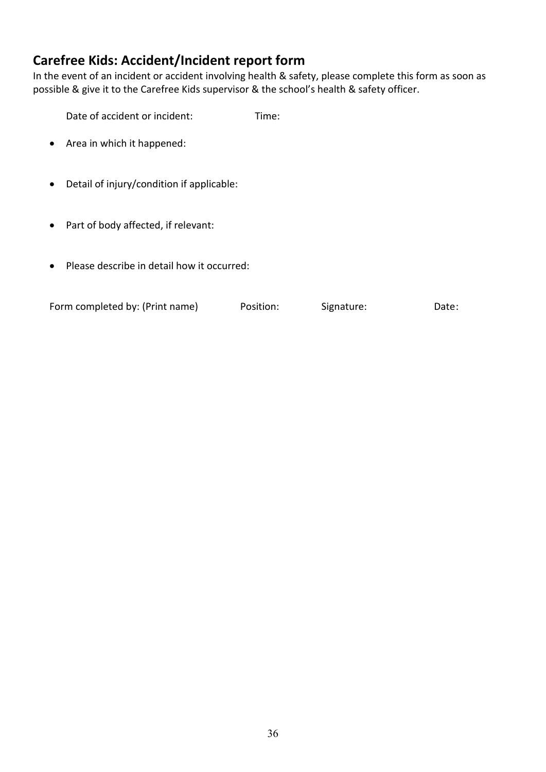## Carefree Kids: Accident/Incident report form

In the event of an incident or accident involving health & safety, please complete this form as soon as possible & give it to the Carefree Kids supervisor & the school's health & safety officer.

Date of accident or incident: Time:

- Area in which it happened:

- Detail of injury/condition if applicable:

- Part of body affected, if relevant:

- Please describe in detail how it occurred:

Form completed by: (Print name) Position: Signature: Date: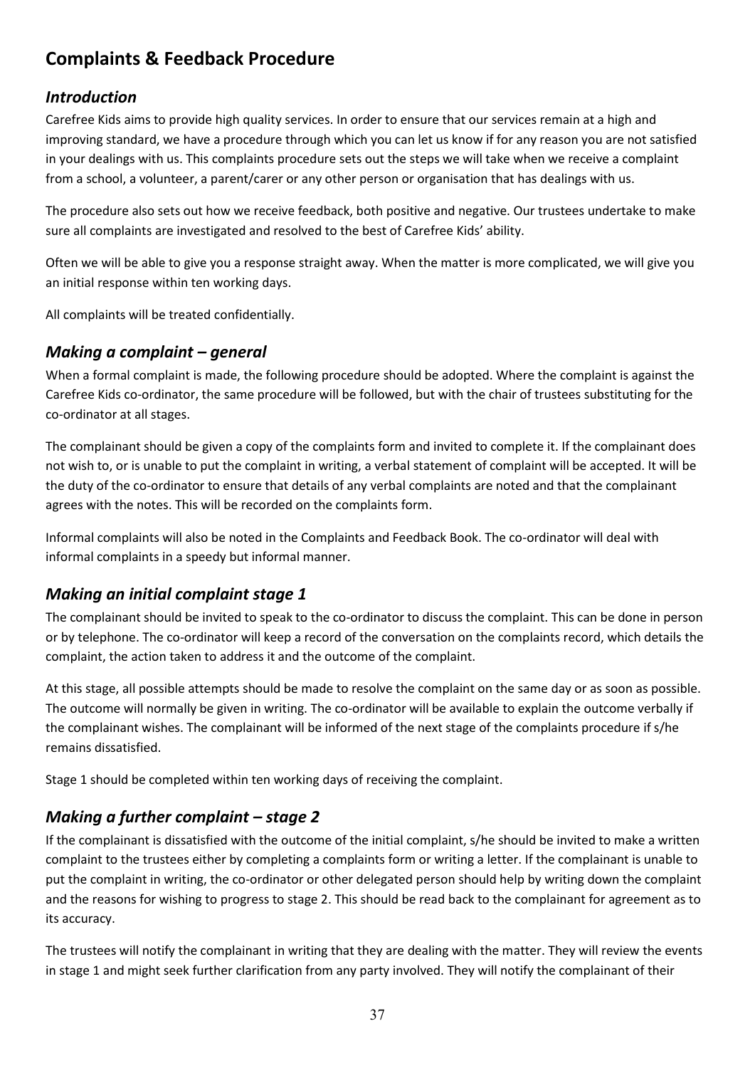# Complaints & Feedback Procedure

## *Introduction*

Carefree Kids aims to provide high quality services. In order to ensure that our services remain at a high and improving standard, we have a procedure through which you can let us know if for any reason you are not satisfied in your dealings with us. This complaints procedure sets out the steps we will take when we receive a complaint from a school, a volunteer, a parent/carer or any other person or organisation that has dealings with us.

The procedure also sets out how we receive feedback, both positive and negative. Our trustees undertake to make sure all complaints are investigated and resolved to the best of Carefree Kids' ability.

Often we will be able to give you a response straight away. When the matter is more complicated, we will give you an initial response within ten working days.

All complaints will be treated confidentially.

## *Making a complaint – general*

When a formal complaint is made, the following procedure should be adopted. Where the complaint is against the Carefree Kids co-ordinator, the same procedure will be followed, but with the chair of trustees substituting for the co-ordinator at all stages.

The complainant should be given a copy of the complaints form and invited to complete it. If the complainant does not wish to, or is unable to put the complaint in writing, a verbal statement of complaint will be accepted. It will be the duty of the co-ordinator to ensure that details of any verbal complaints are noted and that the complainant agrees with the notes. This will be recorded on the complaints form.

Informal complaints will also be noted in the Complaints and Feedback Book. The co-ordinator will deal with informal complaints in a speedy but informal manner.

## *Making an initial complaint stage 1*

The complainant should be invited to speak to the co-ordinator to discuss the complaint. This can be done in person or by telephone. The co-ordinator will keep a record of the conversation on the complaints record, which details the complaint, the action taken to address it and the outcome of the complaint.

At this stage, all possible attempts should be made to resolve the complaint on the same day or as soon as possible. The outcome will normally be given in writing. The co-ordinator will be available to explain the outcome verbally if the complainant wishes. The complainant will be informed of the next stage of the complaints procedure if s/he remains dissatisfied.

Stage 1 should be completed within ten working days of receiving the complaint.

## *Making a further complaint – stage 2*

If the complainant is dissatisfied with the outcome of the initial complaint, s/he should be invited to make a written complaint to the trustees either by completing a complaints form or writing a letter. If the complainant is unable to put the complaint in writing, the co-ordinator or other delegated person should help by writing down the complaint and the reasons for wishing to progress to stage 2. This should be read back to the complainant for agreement as to its accuracy.

The trustees will notify the complainant in writing that they are dealing with the matter. They will review the events in stage 1 and might seek further clarification from any party involved. They will notify the complainant of their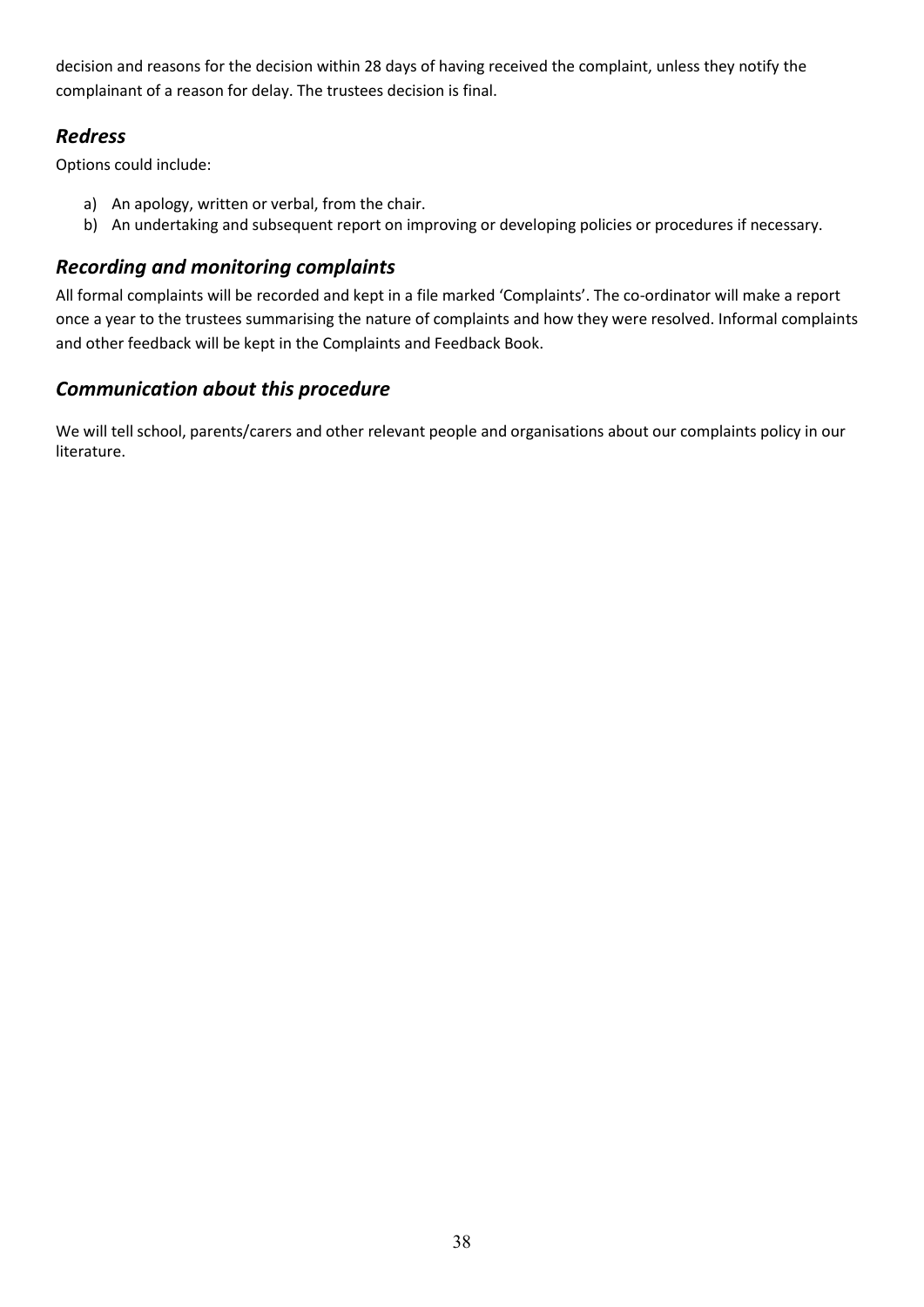decision and reasons for the decision within 28 days of having received the complaint, unless they notify the complainant of a reason for delay. The trustees decision is final.

### *Redress*

Options could include:

a) An apology, written or verbal, from the chair.
b) An undertaking and subsequent report on improving or developing policies or procedures if necessary.

### *Recording and monitoring complaints*

All formal complaints will be recorded and kept in a file marked 'Complaints'. The co-ordinator will make a report once a year to the trustees summarising the nature of complaints and how they were resolved. Informal complaints and other feedback will be kept in the Complaints and Feedback Book.

### *Communication about this procedure*

We will tell school, parents/carers and other relevant people and organisations about our complaints policy in our literature.